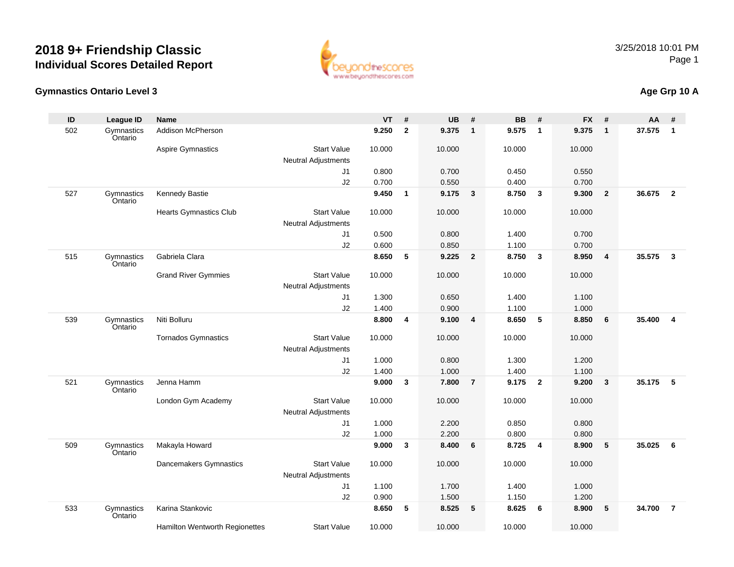# 2018 9+ Friendship Classic
## Individual Scores Detailed Report

3/25/2018 10:01 PM

### Gymnastics Ontario Level 3

### Age Grp 10 A

| ID | League ID | Name | | VT | # | UB | # | BB | # | FX | # | AA | # |
|---|---|---|---|---|---|---|---|---|---|---|---|---|---|
| 502 | Gymnastics Ontario | Addison McPherson | | 9.250 | 2 | 9.375 | 1 | 9.575 | 1 | 9.375 | 1 | 37.575 | 1 |
| | | Aspire Gymnastics | Start Value | 10.000 | | 10.000 | | 10.000 | | 10.000 | | | |
| | | | Neutral Adjustments | | | | | | | | | | |
| | | | J1 | 0.800 | | 0.700 | | 0.450 | | 0.550 | | | |
| | | | J2 | 0.700 | | 0.550 | | 0.400 | | 0.700 | | | |
| 527 | Gymnastics Ontario | Kennedy Bastie | | 9.450 | 1 | 9.175 | 3 | 8.750 | 3 | 9.300 | 2 | 36.675 | 2 |
| | | Hearts Gymnastics Club | Start Value | 10.000 | | 10.000 | | 10.000 | | 10.000 | | | |
| | | | Neutral Adjustments | | | | | | | | | | |
| | | | J1 | 0.500 | | 0.800 | | 1.400 | | 0.700 | | | |
| | | | J2 | 0.600 | | 0.850 | | 1.100 | | 0.700 | | | |
| 515 | Gymnastics Ontario | Gabriela Clara | | 8.650 | 5 | 9.225 | 2 | 8.750 | 3 | 8.950 | 4 | 35.575 | 3 |
| | | Grand River Gymmies | Start Value | 10.000 | | 10.000 | | 10.000 | | 10.000 | | | |
| | | | Neutral Adjustments | | | | | | | | | | |
| | | | J1 | 1.300 | | 0.650 | | 1.400 | | 1.100 | | | |
| | | | J2 | 1.400 | | 0.900 | | 1.100 | | 1.000 | | | |
| 539 | Gymnastics Ontario | Niti Bolluru | | 8.800 | 4 | 9.100 | 4 | 8.650 | 5 | 8.850 | 6 | 35.400 | 4 |
| | | Tornados Gymnastics | Start Value | 10.000 | | 10.000 | | 10.000 | | 10.000 | | | |
| | | | Neutral Adjustments | | | | | | | | | | |
| | | | J1 | 1.000 | | 0.800 | | 1.300 | | 1.200 | | | |
| | | | J2 | 1.400 | | 1.000 | | 1.400 | | 1.100 | | | |
| 521 | Gymnastics Ontario | Jenna Hamm | | 9.000 | 3 | 7.800 | 7 | 9.175 | 2 | 9.200 | 3 | 35.175 | 5 |
| | | London Gym Academy | Start Value | 10.000 | | 10.000 | | 10.000 | | 10.000 | | | |
| | | | Neutral Adjustments | | | | | | | | | | |
| | | | J1 | 1.000 | | 2.200 | | 0.850 | | 0.800 | | | |
| | | | J2 | 1.000 | | 2.200 | | 0.800 | | 0.800 | | | |
| 509 | Gymnastics Ontario | Makayla Howard | | 9.000 | 3 | 8.400 | 6 | 8.725 | 4 | 8.900 | 5 | 35.025 | 6 |
| | | Dancemakers Gymnastics | Start Value | 10.000 | | 10.000 | | 10.000 | | 10.000 | | | |
| | | | Neutral Adjustments | | | | | | | | | | |
| | | | J1 | 1.100 | | 1.700 | | 1.400 | | 1.000 | | | |
| | | | J2 | 0.900 | | 1.500 | | 1.150 | | 1.200 | | | |
| 533 | Gymnastics Ontario | Karina Stankovic | | 8.650 | 5 | 8.525 | 5 | 8.625 | 6 | 8.900 | 5 | 34.700 | 7 |
| | | Hamilton Wentworth Regionettes | Start Value | 10.000 | | 10.000 | | 10.000 | | 10.000 | | | |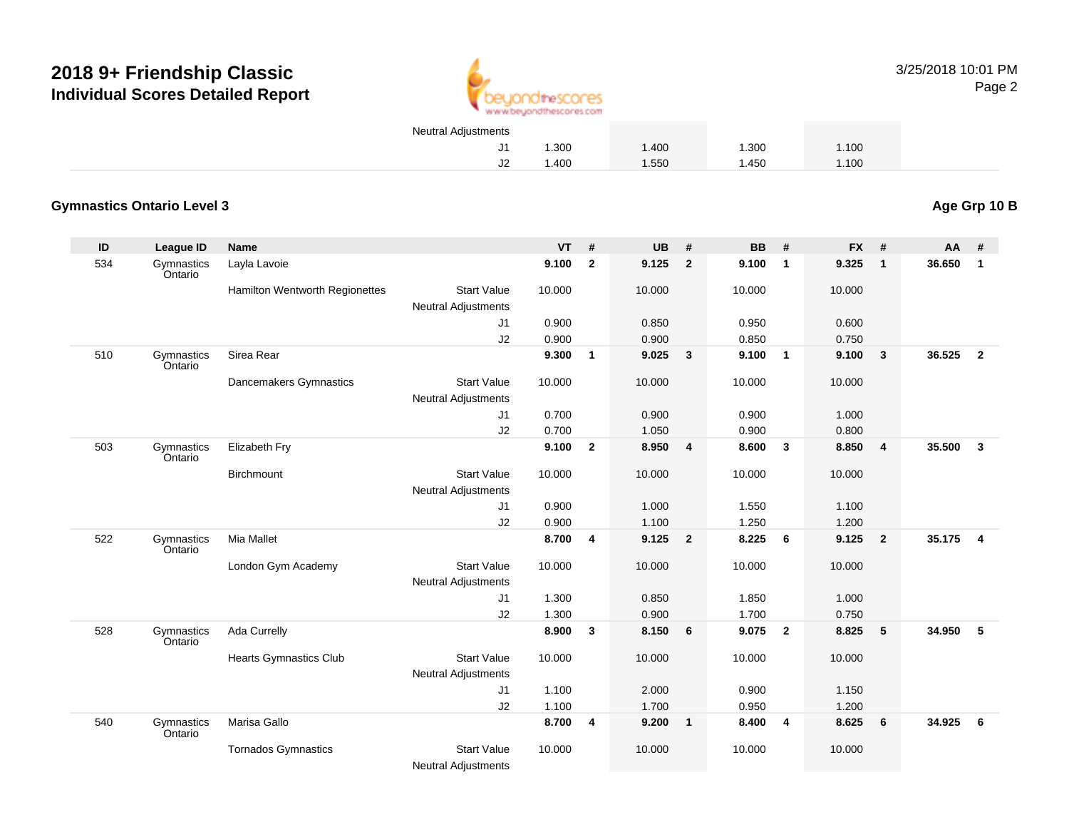# 2018 9+ Friendship Classic
## Individual Scores Detailed Report

3/25/2018 10:01 PM

| | | | | VT | # | UB | # | BB | # | FX | # | AA | # |
|---|---|---|---|---|---|---|---|---|---|---|---|---|---|
| | | | Neutral Adjustments | | | | | | | | | | |
| | | | J1 | 1.300 | | 1.400 | | 1.300 | | 1.100 | | | |
| | | | J2 | 1.400 | | 1.550 | | 1.450 | | 1.100 | | | |

### Gymnastics Ontario Level 3

**Age Grp 10 B**

| ID | League ID | Name | | VT | # | UB | # | BB | # | FX | # | AA | # |
|---|---|---|---|---|---|---|---|---|---|---|---|---|---|
| 534 | Gymnastics Ontario | Layla Lavoie | | **9.100** | **2** | **9.125** | **2** | **9.100** | **1** | **9.325** | **1** | **36.650** | **1** |
| | | Hamilton Wentworth Regionettes | Start Value | 10.000 | | 10.000 | | 10.000 | | 10.000 | | | |
| | | | Neutral Adjustments | | | | | | | | | | |
| | | | J1 | 0.900 | | 0.850 | | 0.950 | | 0.600 | | | |
| | | | J2 | 0.900 | | 0.900 | | 0.850 | | 0.750 | | | |
| 510 | Gymnastics Ontario | Sirea Rear | | **9.300** | **1** | **9.025** | **3** | **9.100** | **1** | **9.100** | **3** | **36.525** | **2** |
| | | Dancemakers Gymnastics | Start Value | 10.000 | | 10.000 | | 10.000 | | 10.000 | | | |
| | | | Neutral Adjustments | | | | | | | | | | |
| | | | J1 | 0.700 | | 0.900 | | 0.900 | | 1.000 | | | |
| | | | J2 | 0.700 | | 1.050 | | 0.900 | | 0.800 | | | |
| 503 | Gymnastics Ontario | Elizabeth Fry | | **9.100** | **2** | **8.950** | **4** | **8.600** | **3** | **8.850** | **4** | **35.500** | **3** |
| | | Birchmount | Start Value | 10.000 | | 10.000 | | 10.000 | | 10.000 | | | |
| | | | Neutral Adjustments | | | | | | | | | | |
| | | | J1 | 0.900 | | 1.000 | | 1.550 | | 1.100 | | | |
| | | | J2 | 0.900 | | 1.100 | | 1.250 | | 1.200 | | | |
| 522 | Gymnastics Ontario | Mia Mallet | | **8.700** | **4** | **9.125** | **2** | **8.225** | **6** | **9.125** | **2** | **35.175** | **4** |
| | | London Gym Academy | Start Value | 10.000 | | 10.000 | | 10.000 | | 10.000 | | | |
| | | | Neutral Adjustments | | | | | | | | | | |
| | | | J1 | 1.300 | | 0.850 | | 1.850 | | 1.000 | | | |
| | | | J2 | 1.300 | | 0.900 | | 1.700 | | 0.750 | | | |
| 528 | Gymnastics Ontario | Ada Currelly | | **8.900** | **3** | **8.150** | **6** | **9.075** | **2** | **8.825** | **5** | **34.950** | **5** |
| | | Hearts Gymnastics Club | Start Value | 10.000 | | 10.000 | | 10.000 | | 10.000 | | | |
| | | | Neutral Adjustments | | | | | | | | | | |
| | | | J1 | 1.100 | | 2.000 | | 0.900 | | 1.150 | | | |
| | | | J2 | 1.100 | | 1.700 | | 0.950 | | 1.200 | | | |
| 540 | Gymnastics Ontario | Marisa Gallo | | **8.700** | **4** | **9.200** | **1** | **8.400** | **4** | **8.625** | **6** | **34.925** | **6** |
| | | Tornados Gymnastics | Start Value | 10.000 | | 10.000 | | 10.000 | | 10.000 | | | |
| | | | Neutral Adjustments | | | | | | | | | | |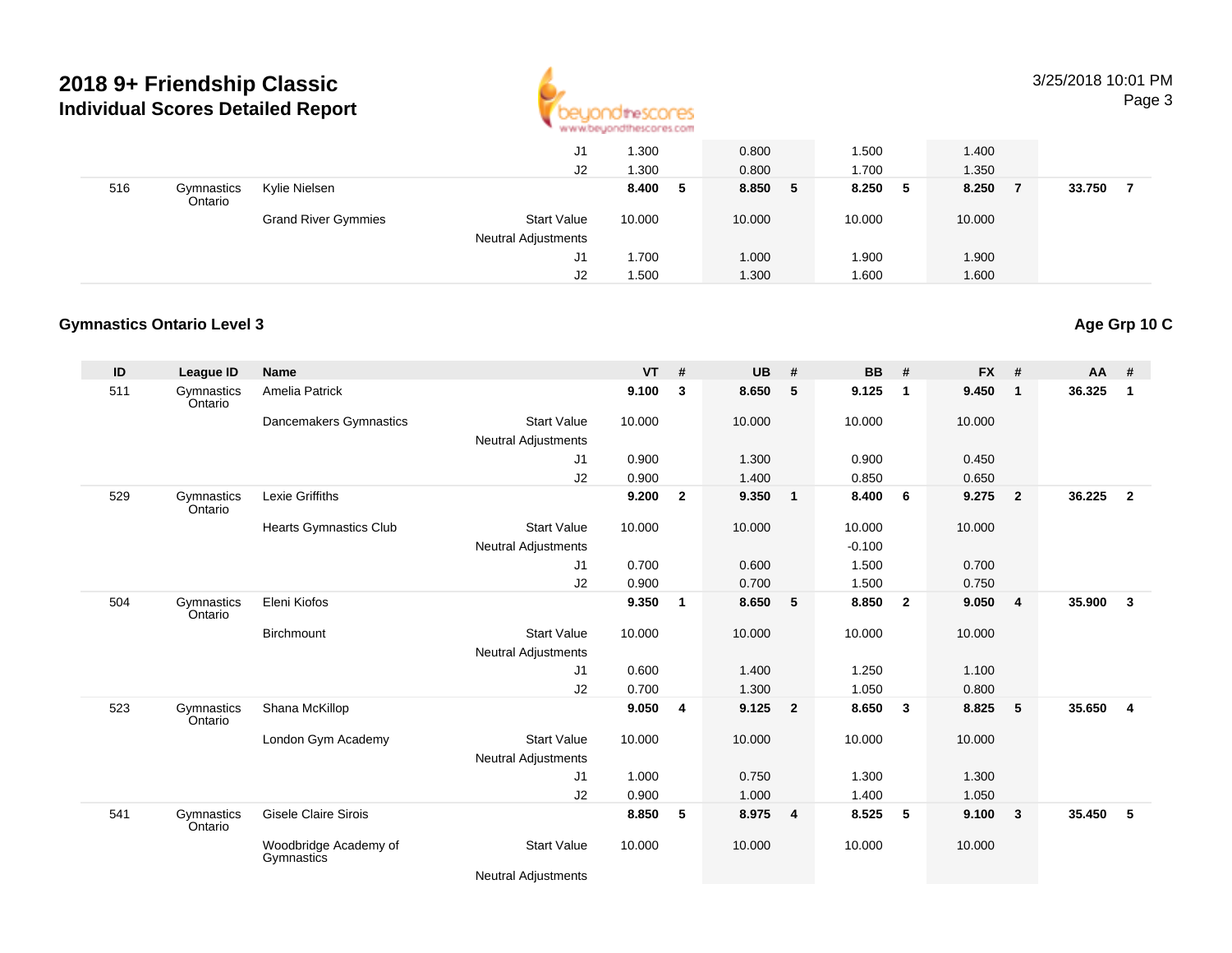# 2018 9+ Friendship Classic
## Individual Scores Detailed Report

| ID | League ID | Name | | VT | # | UB | # | BB | # | FX | # | AA | # |
|---|---|---|---|---|---|---|---|---|---|---|---|---|---|
| | | | J1 | 1.300 | | 0.800 | | 1.500 | | 1.400 | | | |
| | | | J2 | 1.300 | | 0.800 | | 1.700 | | 1.350 | | | |
| 516 | Gymnastics Ontario | Kylie Nielsen | | **8.400** | **5** | **8.850** | **5** | **8.250** | **5** | **8.250** | **7** | **33.750** | **7** |
| | | Grand River Gymmies | Start Value | 10.000 | | 10.000 | | 10.000 | | 10.000 | | | |
| | | | Neutral Adjustments | | | | | | | | | | |
| | | | J1 | 1.700 | | 1.000 | | 1.900 | | 1.900 | | | |
| | | | J2 | 1.500 | | 1.300 | | 1.600 | | 1.600 | | | |

### Gymnastics Ontario Level 3

**Age Grp 10 C**

| ID | League ID | Name | | VT | # | UB | # | BB | # | FX | # | AA | # |
|---|---|---|---|---|---|---|---|---|---|---|---|---|---|
| 511 | Gymnastics Ontario | Amelia Patrick | | **9.100** | **3** | **8.650** | **5** | **9.125** | **1** | **9.450** | **1** | **36.325** | **1** |
| | | Dancemakers Gymnastics | Start Value | 10.000 | | 10.000 | | 10.000 | | 10.000 | | | |
| | | | Neutral Adjustments | | | | | | | | | | |
| | | | J1 | 0.900 | | 1.300 | | 0.900 | | 0.450 | | | |
| | | | J2 | 0.900 | | 1.400 | | 0.850 | | 0.650 | | | |
| 529 | Gymnastics Ontario | Lexie Griffiths | | **9.200** | **2** | **9.350** | **1** | **8.400** | **6** | **9.275** | **2** | **36.225** | **2** |
| | | Hearts Gymnastics Club | Start Value | 10.000 | | 10.000 | | 10.000 | | 10.000 | | | |
| | | | Neutral Adjustments | | | | | -0.100 | | | | | |
| | | | J1 | 0.700 | | 0.600 | | 1.500 | | 0.700 | | | |
| | | | J2 | 0.900 | | 0.700 | | 1.500 | | 0.750 | | | |
| 504 | Gymnastics Ontario | Eleni Kiofos | | **9.350** | **1** | **8.650** | **5** | **8.850** | **2** | **9.050** | **4** | **35.900** | **3** |
| | | Birchmount | Start Value | 10.000 | | 10.000 | | 10.000 | | 10.000 | | | |
| | | | Neutral Adjustments | | | | | | | | | | |
| | | | J1 | 0.600 | | 1.400 | | 1.250 | | 1.100 | | | |
| | | | J2 | 0.700 | | 1.300 | | 1.050 | | 0.800 | | | |
| 523 | Gymnastics Ontario | Shana McKillop | | **9.050** | **4** | **9.125** | **2** | **8.650** | **3** | **8.825** | **5** | **35.650** | **4** |
| | | London Gym Academy | Start Value | 10.000 | | 10.000 | | 10.000 | | 10.000 | | | |
| | | | Neutral Adjustments | | | | | | | | | | |
| | | | J1 | 1.000 | | 0.750 | | 1.300 | | 1.300 | | | |
| | | | J2 | 0.900 | | 1.000 | | 1.400 | | 1.050 | | | |
| 541 | Gymnastics Ontario | Gisele Claire Sirois | | **8.850** | **5** | **8.975** | **4** | **8.525** | **5** | **9.100** | **3** | **35.450** | **5** |
| | | Woodbridge Academy of Gymnastics | Start Value | 10.000 | | 10.000 | | 10.000 | | 10.000 | | | |
| | | | Neutral Adjustments | | | | | | | | | | |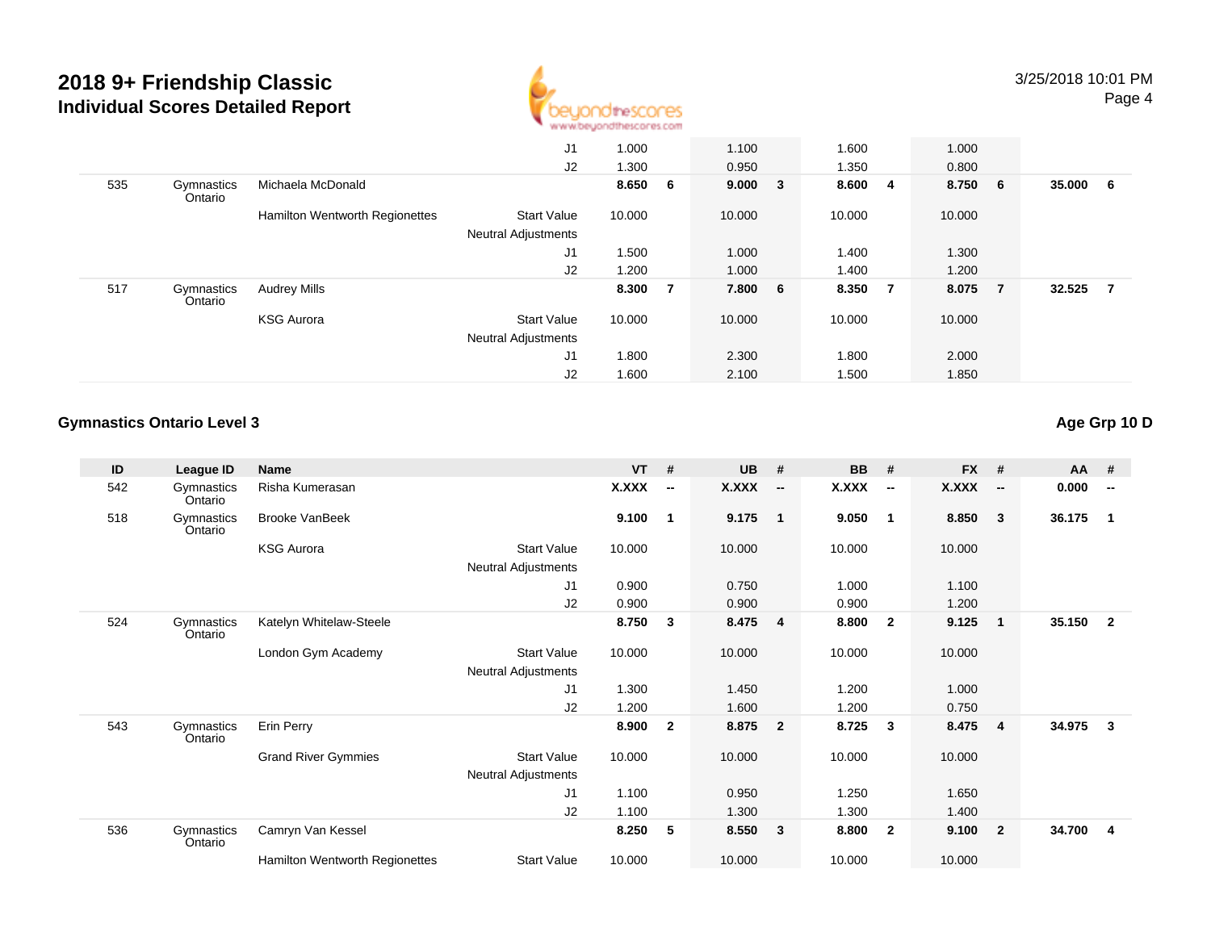# 2018 9+ Friendship Classic

## Individual Scores Detailed Report

| ID | League ID | Name | | VT | # | UB | # | BB | # | FX | # | AA | # |
|---|---|---|---|---|---|---|---|---|---|---|---|---|---|
| | | | J1 | 1.000 | | 1.100 | | 1.600 | | 1.000 | | | |
| | | | J2 | 1.300 | | 0.950 | | 1.350 | | 0.800 | | | |
| 535 | Gymnastics Ontario | Michaela McDonald | | **8.650** | **6** | **9.000** | **3** | **8.600** | **4** | **8.750** | **6** | **35.000** | **6** |
| | | Hamilton Wentworth Regionettes | Start Value | 10.000 | | 10.000 | | 10.000 | | 10.000 | | | |
| | | | Neutral Adjustments | | | | | | | | | | |
| | | | J1 | 1.500 | | 1.000 | | 1.400 | | 1.300 | | | |
| | | | J2 | 1.200 | | 1.000 | | 1.400 | | 1.200 | | | |
| 517 | Gymnastics Ontario | Audrey Mills | | **8.300** | **7** | **7.800** | **6** | **8.350** | **7** | **8.075** | **7** | **32.525** | **7** |
| | | KSG Aurora | Start Value | 10.000 | | 10.000 | | 10.000 | | 10.000 | | | |
| | | | Neutral Adjustments | | | | | | | | | | |
| | | | J1 | 1.800 | | 2.300 | | 1.800 | | 2.000 | | | |
| | | | J2 | 1.600 | | 2.100 | | 1.500 | | 1.850 | | | |

### Gymnastics Ontario Level 3

**Age Grp 10 D**

| ID | League ID | Name | | VT | # | UB | # | BB | # | FX | # | AA | # |
|---|---|---|---|---|---|---|---|---|---|---|---|---|---|
| 542 | Gymnastics Ontario | Risha Kumerasan | | **X.XXX** | **--** | **X.XXX** | **--** | **X.XXX** | **--** | **X.XXX** | **--** | **0.000** | **--** |
| 518 | Gymnastics Ontario | Brooke VanBeek | | **9.100** | **1** | **9.175** | **1** | **9.050** | **1** | **8.850** | **3** | **36.175** | **1** |
| | | KSG Aurora | Start Value | 10.000 | | 10.000 | | 10.000 | | 10.000 | | | |
| | | | Neutral Adjustments | | | | | | | | | | |
| | | | J1 | 0.900 | | 0.750 | | 1.000 | | 1.100 | | | |
| | | | J2 | 0.900 | | 0.900 | | 0.900 | | 1.200 | | | |
| 524 | Gymnastics Ontario | Katelyn Whitelaw-Steele | | **8.750** | **3** | **8.475** | **4** | **8.800** | **2** | **9.125** | **1** | **35.150** | **2** |
| | | London Gym Academy | Start Value | 10.000 | | 10.000 | | 10.000 | | 10.000 | | | |
| | | | Neutral Adjustments | | | | | | | | | | |
| | | | J1 | 1.300 | | 1.450 | | 1.200 | | 1.000 | | | |
| | | | J2 | 1.200 | | 1.600 | | 1.200 | | 0.750 | | | |
| 543 | Gymnastics Ontario | Erin Perry | | **8.900** | **2** | **8.875** | **2** | **8.725** | **3** | **8.475** | **4** | **34.975** | **3** |
| | | Grand River Gymmies | Start Value | 10.000 | | 10.000 | | 10.000 | | 10.000 | | | |
| | | | Neutral Adjustments | | | | | | | | | | |
| | | | J1 | 1.100 | | 0.950 | | 1.250 | | 1.650 | | | |
| | | | J2 | 1.100 | | 1.300 | | 1.300 | | 1.400 | | | |
| 536 | Gymnastics Ontario | Camryn Van Kessel | | **8.250** | **5** | **8.550** | **3** | **8.800** | **2** | **9.100** | **2** | **34.700** | **4** |
| | | Hamilton Wentworth Regionettes | Start Value | 10.000 | | 10.000 | | 10.000 | | 10.000 | | | |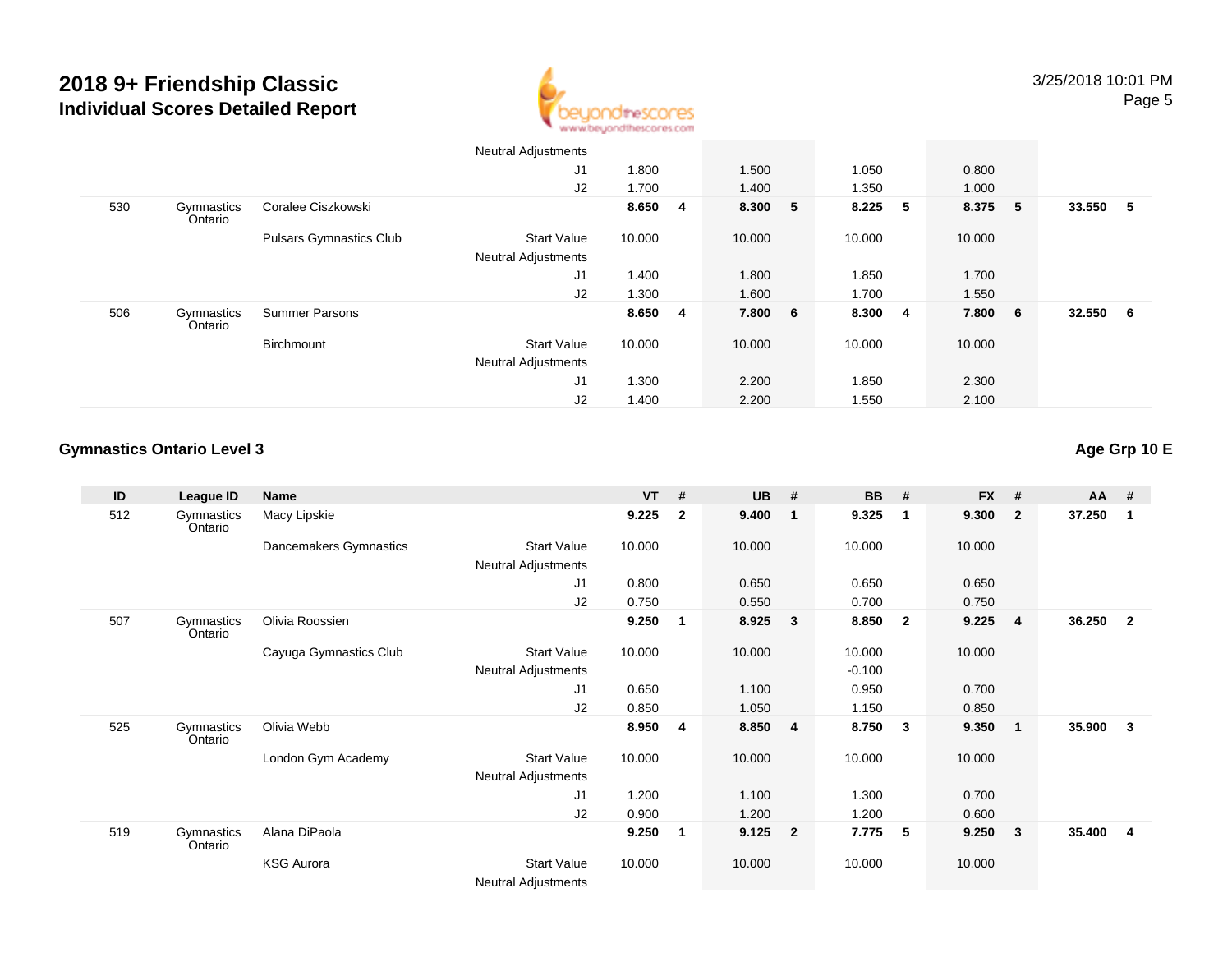# 2018 9+ Friendship Classic
## Individual Scores Detailed Report

| ID | League ID | Name | | VT | # | UB | # | BB | # | FX | # | AA | # |
|---|---|---|---|---|---|---|---|---|---|---|---|---|---|
| | | | Neutral Adjustments | | | | | | | | | | |
| | | | J1 | 1.800 | | 1.500 | | 1.050 | | 0.800 | | | |
| | | | J2 | 1.700 | | 1.400 | | 1.350 | | 1.000 | | | |
| 530 | Gymnastics Ontario | Coralee Ciszkowski | | **8.650** | **4** | **8.300** | **5** | **8.225** | **5** | **8.375** | **5** | **33.550** | **5** |
| | | Pulsars Gymnastics Club | Start Value | 10.000 | | 10.000 | | 10.000 | | 10.000 | | | |
| | | | Neutral Adjustments | | | | | | | | | | |
| | | | J1 | 1.400 | | 1.800 | | 1.850 | | 1.700 | | | |
| | | | J2 | 1.300 | | 1.600 | | 1.700 | | 1.550 | | | |
| 506 | Gymnastics Ontario | Summer Parsons | | **8.650** | **4** | **7.800** | **6** | **8.300** | **4** | **7.800** | **6** | **32.550** | **6** |
| | | Birchmount | Start Value | 10.000 | | 10.000 | | 10.000 | | 10.000 | | | |
| | | | Neutral Adjustments | | | | | | | | | | |
| | | | J1 | 1.300 | | 2.200 | | 1.850 | | 2.300 | | | |
| | | | J2 | 1.400 | | 2.200 | | 1.550 | | 2.100 | | | |

### Gymnastics Ontario Level 3

**Age Grp 10 E**

| ID | League ID | Name | | VT | # | UB | # | BB | # | FX | # | AA | # |
|---|---|---|---|---|---|---|---|---|---|---|---|---|---|
| 512 | Gymnastics Ontario | Macy Lipskie | | **9.225** | **2** | **9.400** | **1** | **9.325** | **1** | **9.300** | **2** | **37.250** | **1** |
| | | Dancemakers Gymnastics | Start Value | 10.000 | | 10.000 | | 10.000 | | 10.000 | | | |
| | | | Neutral Adjustments | | | | | | | | | | |
| | | | J1 | 0.800 | | 0.650 | | 0.650 | | 0.650 | | | |
| | | | J2 | 0.750 | | 0.550 | | 0.700 | | 0.750 | | | |
| 507 | Gymnastics Ontario | Olivia Roossien | | **9.250** | **1** | **8.925** | **3** | **8.850** | **2** | **9.225** | **4** | **36.250** | **2** |
| | | Cayuga Gymnastics Club | Start Value | 10.000 | | 10.000 | | 10.000 | | 10.000 | | | |
| | | | Neutral Adjustments | | | | | -0.100 | | | | | |
| | | | J1 | 0.650 | | 1.100 | | 0.950 | | 0.700 | | | |
| | | | J2 | 0.850 | | 1.050 | | 1.150 | | 0.850 | | | |
| 525 | Gymnastics Ontario | Olivia Webb | | **8.950** | **4** | **8.850** | **4** | **8.750** | **3** | **9.350** | **1** | **35.900** | **3** |
| | | London Gym Academy | Start Value | 10.000 | | 10.000 | | 10.000 | | 10.000 | | | |
| | | | Neutral Adjustments | | | | | | | | | | |
| | | | J1 | 1.200 | | 1.100 | | 1.300 | | 0.700 | | | |
| | | | J2 | 0.900 | | 1.200 | | 1.200 | | 0.600 | | | |
| 519 | Gymnastics Ontario | Alana DiPaola | | **9.250** | **1** | **9.125** | **2** | **7.775** | **5** | **9.250** | **3** | **35.400** | **4** |
| | | KSG Aurora | Start Value | 10.000 | | 10.000 | | 10.000 | | 10.000 | | | |
| | | | Neutral Adjustments | | | | | | | | | | |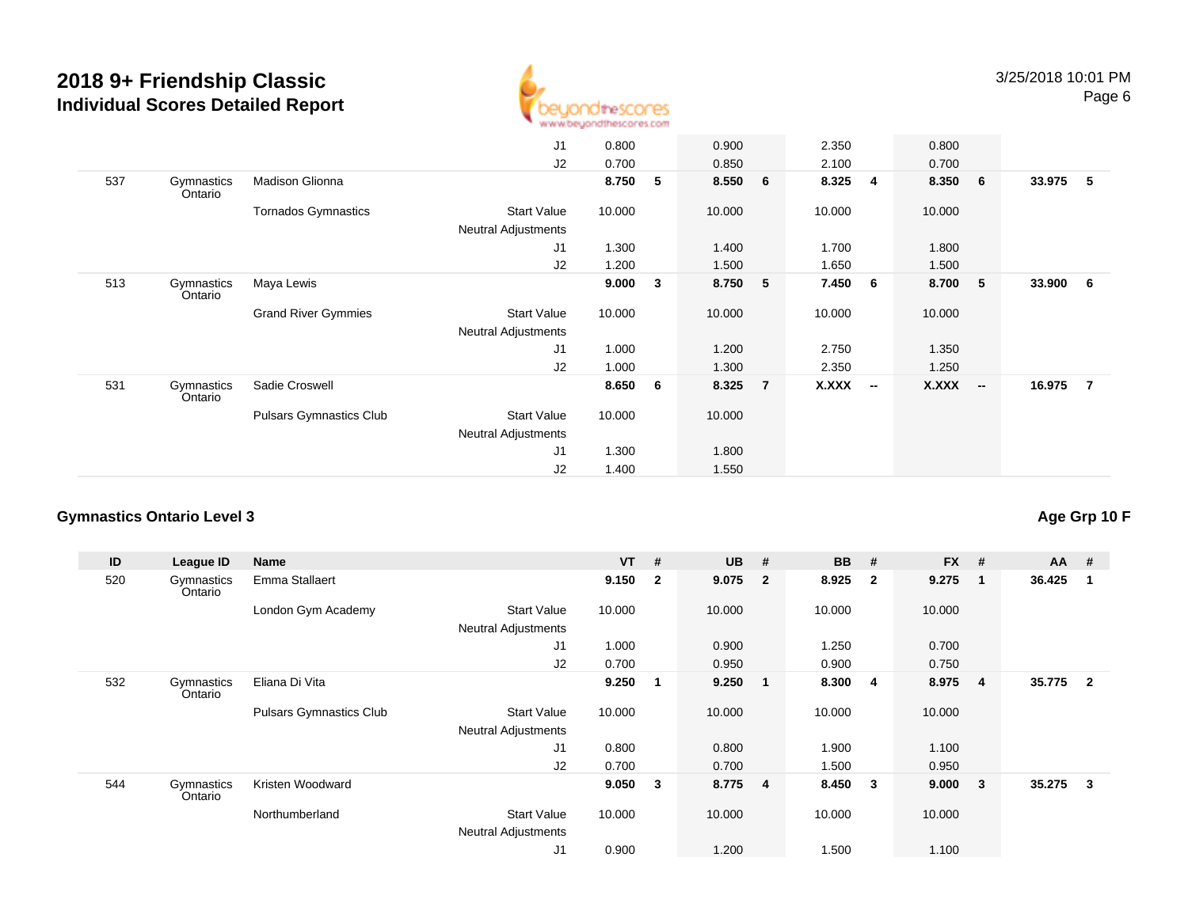# 2018 9+ Friendship Classic
## Individual Scores Detailed Report

| ID | League ID | Name | | VT | # | UB | # | BB | # | FX | # | AA | # |
|---|---|---|---|---|---|---|---|---|---|---|---|---|---|
| | | | J1 | 0.800 | | 0.900 | | 2.350 | | 0.800 | | | |
| | | | J2 | 0.700 | | 0.850 | | 2.100 | | 0.700 | | | |
| 537 | Gymnastics Ontario | Madison Glionna | | 8.750 | 5 | 8.550 | 6 | 8.325 | 4 | 8.350 | 6 | 33.975 | 5 |
| | | Tornados Gymnastics | Start Value | 10.000 | | 10.000 | | 10.000 | | 10.000 | | | |
| | | | Neutral Adjustments | | | | | | | | | | |
| | | | J1 | 1.300 | | 1.400 | | 1.700 | | 1.800 | | | |
| | | | J2 | 1.200 | | 1.500 | | 1.650 | | 1.500 | | | |
| 513 | Gymnastics Ontario | Maya Lewis | | 9.000 | 3 | 8.750 | 5 | 7.450 | 6 | 8.700 | 5 | 33.900 | 6 |
| | | Grand River Gymmies | Start Value | 10.000 | | 10.000 | | 10.000 | | 10.000 | | | |
| | | | Neutral Adjustments | | | | | | | | | | |
| | | | J1 | 1.000 | | 1.200 | | 2.750 | | 1.350 | | | |
| | | | J2 | 1.000 | | 1.300 | | 2.350 | | 1.250 | | | |
| 531 | Gymnastics Ontario | Sadie Croswell | | 8.650 | 6 | 8.325 | 7 | X.XXX | -- | X.XXX | -- | 16.975 | 7 |
| | | Pulsars Gymnastics Club | Start Value | 10.000 | | 10.000 | | | | | | | |
| | | | Neutral Adjustments | | | | | | | | | | |
| | | | J1 | 1.300 | | 1.800 | | | | | | | |
| | | | J2 | 1.400 | | 1.550 | | | | | | | |

### Gymnastics Ontario Level 3

**Age Grp 10 F**

| ID | League ID | Name | | VT | # | UB | # | BB | # | FX | # | AA | # |
|---|---|---|---|---|---|---|---|---|---|---|---|---|---|
| 520 | Gymnastics Ontario | Emma Stallaert | | 9.150 | 2 | 9.075 | 2 | 8.925 | 2 | 9.275 | 1 | 36.425 | 1 |
| | | London Gym Academy | Start Value | 10.000 | | 10.000 | | 10.000 | | 10.000 | | | |
| | | | Neutral Adjustments | | | | | | | | | | |
| | | | J1 | 1.000 | | 0.900 | | 1.250 | | 0.700 | | | |
| | | | J2 | 0.700 | | 0.950 | | 0.900 | | 0.750 | | | |
| 532 | Gymnastics Ontario | Eliana Di Vita | | 9.250 | 1 | 9.250 | 1 | 8.300 | 4 | 8.975 | 4 | 35.775 | 2 |
| | | Pulsars Gymnastics Club | Start Value | 10.000 | | 10.000 | | 10.000 | | 10.000 | | | |
| | | | Neutral Adjustments | | | | | | | | | | |
| | | | J1 | 0.800 | | 0.800 | | 1.900 | | 1.100 | | | |
| | | | J2 | 0.700 | | 0.700 | | 1.500 | | 0.950 | | | |
| 544 | Gymnastics Ontario | Kristen Woodward | | 9.050 | 3 | 8.775 | 4 | 8.450 | 3 | 9.000 | 3 | 35.275 | 3 |
| | | Northumberland | Start Value | 10.000 | | 10.000 | | 10.000 | | 10.000 | | | |
| | | | Neutral Adjustments | | | | | | | | | | |
| | | | J1 | 0.900 | | 1.200 | | 1.500 | | 1.100 | | | |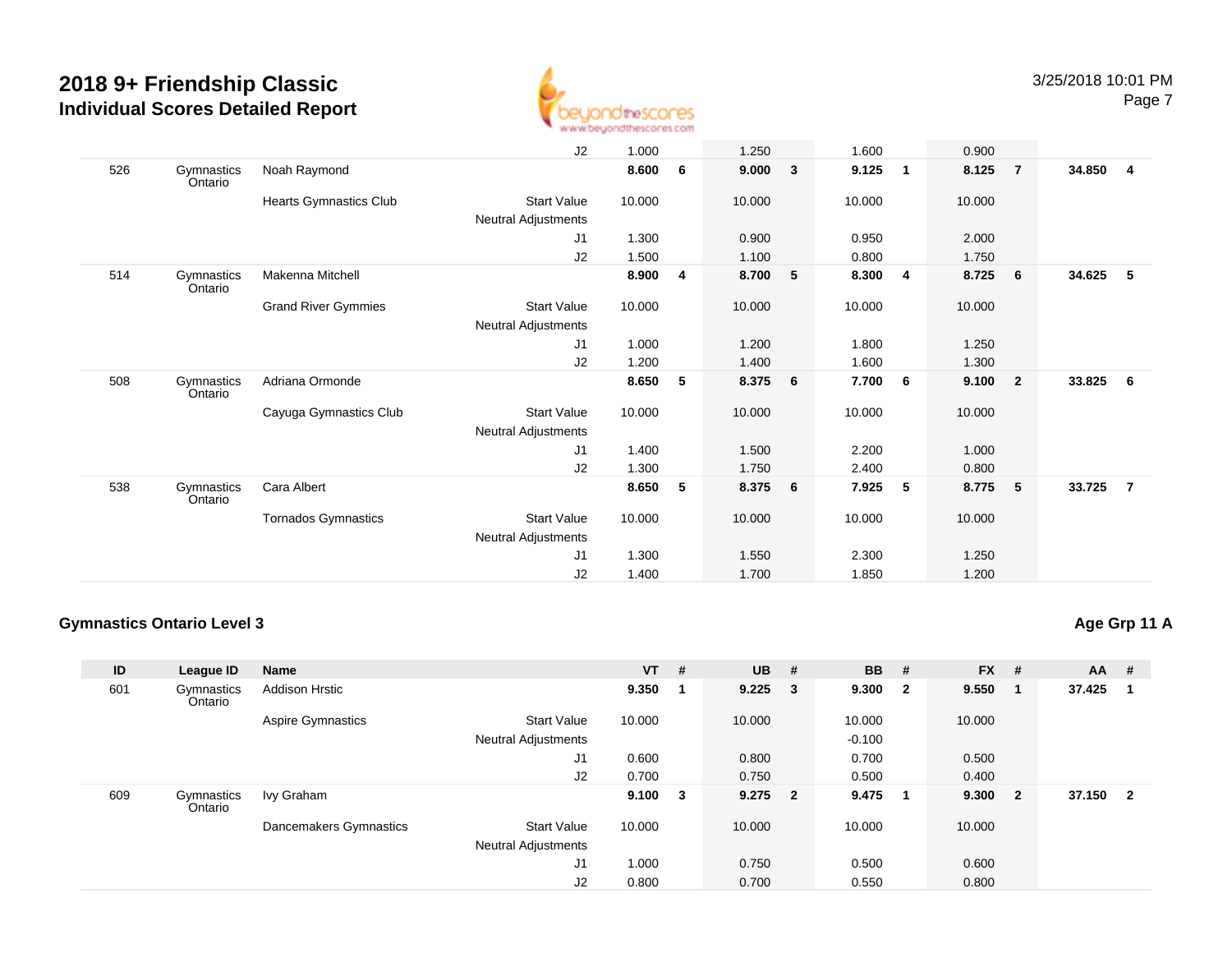# 2018 9+ Friendship Classic

## Individual Scores Detailed Report

3/25/2018 10:01 PM

| ID | League ID | Name | | VT | # | UB | # | BB | # | FX | # | AA | # |
|---|---|---|---|---|---|---|---|---|---|---|---|---|---|
| | | | J2 | 1.000 | | 1.250 | | 1.600 | | 0.900 | | | |
| 526 | Gymnastics Ontario | Noah Raymond | | **8.600** | **6** | **9.000** | **3** | **9.125** | **1** | **8.125** | **7** | **34.850** | **4** |
| | | Hearts Gymnastics Club | Start Value | 10.000 | | 10.000 | | 10.000 | | 10.000 | | | |
| | | | Neutral Adjustments | | | | | | | | | | |
| | | | J1 | 1.300 | | 0.900 | | 0.950 | | 2.000 | | | |
| | | | J2 | 1.500 | | 1.100 | | 0.800 | | 1.750 | | | |
| 514 | Gymnastics Ontario | Makenna Mitchell | | **8.900** | **4** | **8.700** | **5** | **8.300** | **4** | **8.725** | **6** | **34.625** | **5** |
| | | Grand River Gymmies | Start Value | 10.000 | | 10.000 | | 10.000 | | 10.000 | | | |
| | | | Neutral Adjustments | | | | | | | | | | |
| | | | J1 | 1.000 | | 1.200 | | 1.800 | | 1.250 | | | |
| | | | J2 | 1.200 | | 1.400 | | 1.600 | | 1.300 | | | |
| 508 | Gymnastics Ontario | Adriana Ormonde | | **8.650** | **5** | **8.375** | **6** | **7.700** | **6** | **9.100** | **2** | **33.825** | **6** |
| | | Cayuga Gymnastics Club | Start Value | 10.000 | | 10.000 | | 10.000 | | 10.000 | | | |
| | | | Neutral Adjustments | | | | | | | | | | |
| | | | J1 | 1.400 | | 1.500 | | 2.200 | | 1.000 | | | |
| | | | J2 | 1.300 | | 1.750 | | 2.400 | | 0.800 | | | |
| 538 | Gymnastics Ontario | Cara Albert | | **8.650** | **5** | **8.375** | **6** | **7.925** | **5** | **8.775** | **5** | **33.725** | **7** |
| | | Tornados Gymnastics | Start Value | 10.000 | | 10.000 | | 10.000 | | 10.000 | | | |
| | | | Neutral Adjustments | | | | | | | | | | |
| | | | J1 | 1.300 | | 1.550 | | 2.300 | | 1.250 | | | |
| | | | J2 | 1.400 | | 1.700 | | 1.850 | | 1.200 | | | |

### Gymnastics Ontario Level 3

**Age Grp 11 A**

| ID | League ID | Name | | VT | # | UB | # | BB | # | FX | # | AA | # |
|---|---|---|---|---|---|---|---|---|---|---|---|---|---|
| 601 | Gymnastics Ontario | Addison Hrstic | | **9.350** | **1** | **9.225** | **3** | **9.300** | **2** | **9.550** | **1** | **37.425** | **1** |
| | | Aspire Gymnastics | Start Value | 10.000 | | 10.000 | | 10.000 | | 10.000 | | | |
| | | | Neutral Adjustments | | | | | -0.100 | | | | | |
| | | | J1 | 0.600 | | 0.800 | | 0.700 | | 0.500 | | | |
| | | | J2 | 0.700 | | 0.750 | | 0.500 | | 0.400 | | | |
| 609 | Gymnastics Ontario | Ivy Graham | | **9.100** | **3** | **9.275** | **2** | **9.475** | **1** | **9.300** | **2** | **37.150** | **2** |
| | | Dancemakers Gymnastics | Start Value | 10.000 | | 10.000 | | 10.000 | | 10.000 | | | |
| | | | Neutral Adjustments | | | | | | | | | | |
| | | | J1 | 1.000 | | 0.750 | | 0.500 | | 0.600 | | | |
| | | | J2 | 0.800 | | 0.700 | | 0.550 | | 0.800 | | | |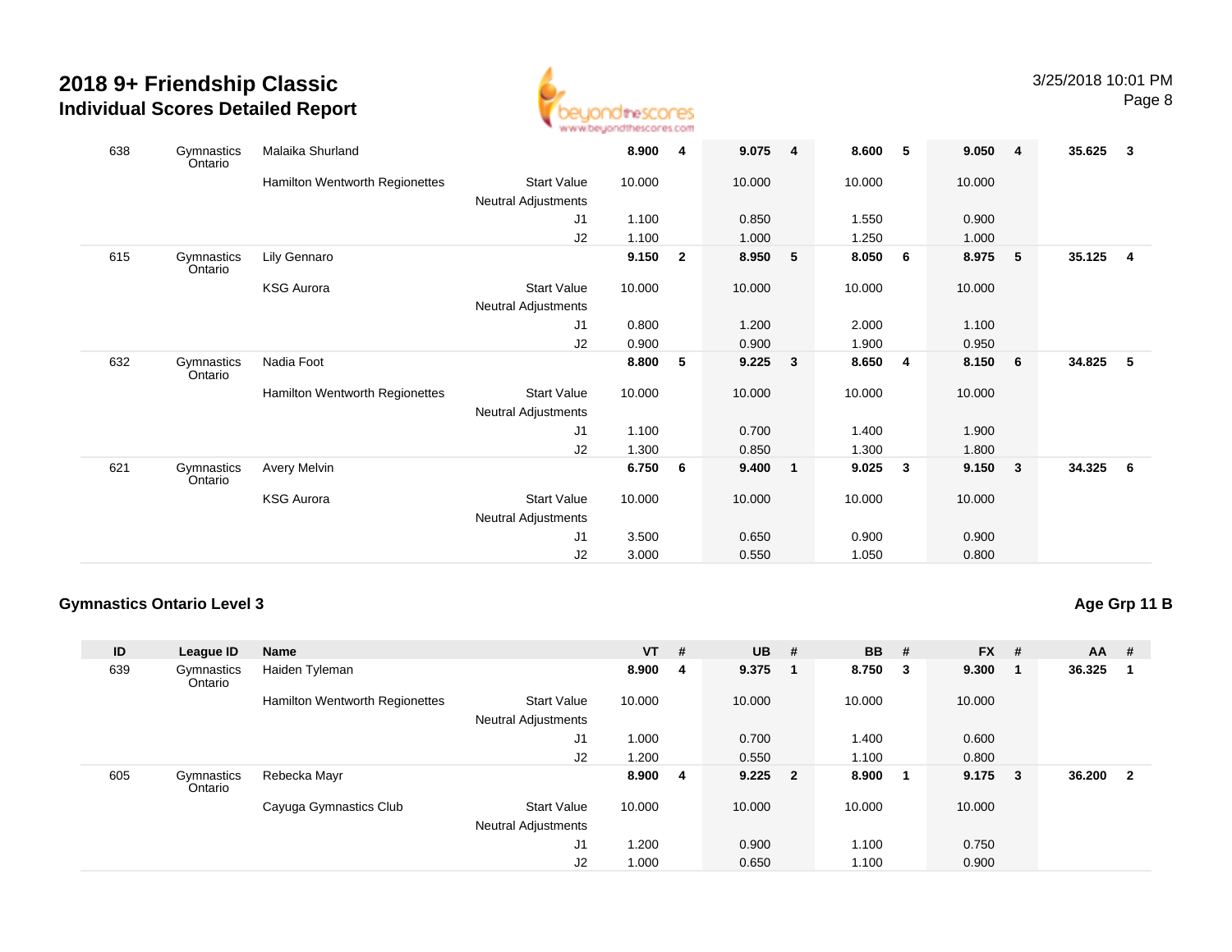# 2018 9+ Friendship Classic
## Individual Scores Detailed Report

| ID | League ID | Name | | VT | # | UB | # | BB | # | FX | # | AA | # |
|---|---|---|---|---|---|---|---|---|---|---|---|---|---|
| 638 | Gymnastics Ontario | Malaika Shurland | | **8.900** | **4** | **9.075** | **4** | **8.600** | **5** | **9.050** | **4** | **35.625** | **3** |
| | | Hamilton Wentworth Regionettes | Start Value | 10.000 | | 10.000 | | 10.000 | | 10.000 | | | |
| | | | Neutral Adjustments | | | | | | | | | | |
| | | | J1 | 1.100 | | 0.850 | | 1.550 | | 0.900 | | | |
| | | | J2 | 1.100 | | 1.000 | | 1.250 | | 1.000 | | | |
| 615 | Gymnastics Ontario | Lily Gennaro | | **9.150** | **2** | **8.950** | **5** | **8.050** | **6** | **8.975** | **5** | **35.125** | **4** |
| | | KSG Aurora | Start Value | 10.000 | | 10.000 | | 10.000 | | 10.000 | | | |
| | | | Neutral Adjustments | | | | | | | | | | |
| | | | J1 | 0.800 | | 1.200 | | 2.000 | | 1.100 | | | |
| | | | J2 | 0.900 | | 0.900 | | 1.900 | | 0.950 | | | |
| 632 | Gymnastics Ontario | Nadia Foot | | **8.800** | **5** | **9.225** | **3** | **8.650** | **4** | **8.150** | **6** | **34.825** | **5** |
| | | Hamilton Wentworth Regionettes | Start Value | 10.000 | | 10.000 | | 10.000 | | 10.000 | | | |
| | | | Neutral Adjustments | | | | | | | | | | |
| | | | J1 | 1.100 | | 0.700 | | 1.400 | | 1.900 | | | |
| | | | J2 | 1.300 | | 0.850 | | 1.300 | | 1.800 | | | |
| 621 | Gymnastics Ontario | Avery Melvin | | **6.750** | **6** | **9.400** | **1** | **9.025** | **3** | **9.150** | **3** | **34.325** | **6** |
| | | KSG Aurora | Start Value | 10.000 | | 10.000 | | 10.000 | | 10.000 | | | |
| | | | Neutral Adjustments | | | | | | | | | | |
| | | | J1 | 3.500 | | 0.650 | | 0.900 | | 0.900 | | | |
| | | | J2 | 3.000 | | 0.550 | | 1.050 | | 0.800 | | | |

### Gymnastics Ontario Level 3

**Age Grp 11 B**

| ID | League ID | Name | | VT | # | UB | # | BB | # | FX | # | AA | # |
|---|---|---|---|---|---|---|---|---|---|---|---|---|---|
| 639 | Gymnastics Ontario | Haiden Tyleman | | **8.900** | **4** | **9.375** | **1** | **8.750** | **3** | **9.300** | **1** | **36.325** | **1** |
| | | Hamilton Wentworth Regionettes | Start Value | 10.000 | | 10.000 | | 10.000 | | 10.000 | | | |
| | | | Neutral Adjustments | | | | | | | | | | |
| | | | J1 | 1.000 | | 0.700 | | 1.400 | | 0.600 | | | |
| | | | J2 | 1.200 | | 0.550 | | 1.100 | | 0.800 | | | |
| 605 | Gymnastics Ontario | Rebecka Mayr | | **8.900** | **4** | **9.225** | **2** | **8.900** | **1** | **9.175** | **3** | **36.200** | **2** |
| | | Cayuga Gymnastics Club | Start Value | 10.000 | | 10.000 | | 10.000 | | 10.000 | | | |
| | | | Neutral Adjustments | | | | | | | | | | |
| | | | J1 | 1.200 | | 0.900 | | 1.100 | | 0.750 | | | |
| | | | J2 | 1.000 | | 0.650 | | 1.100 | | 0.900 | | | |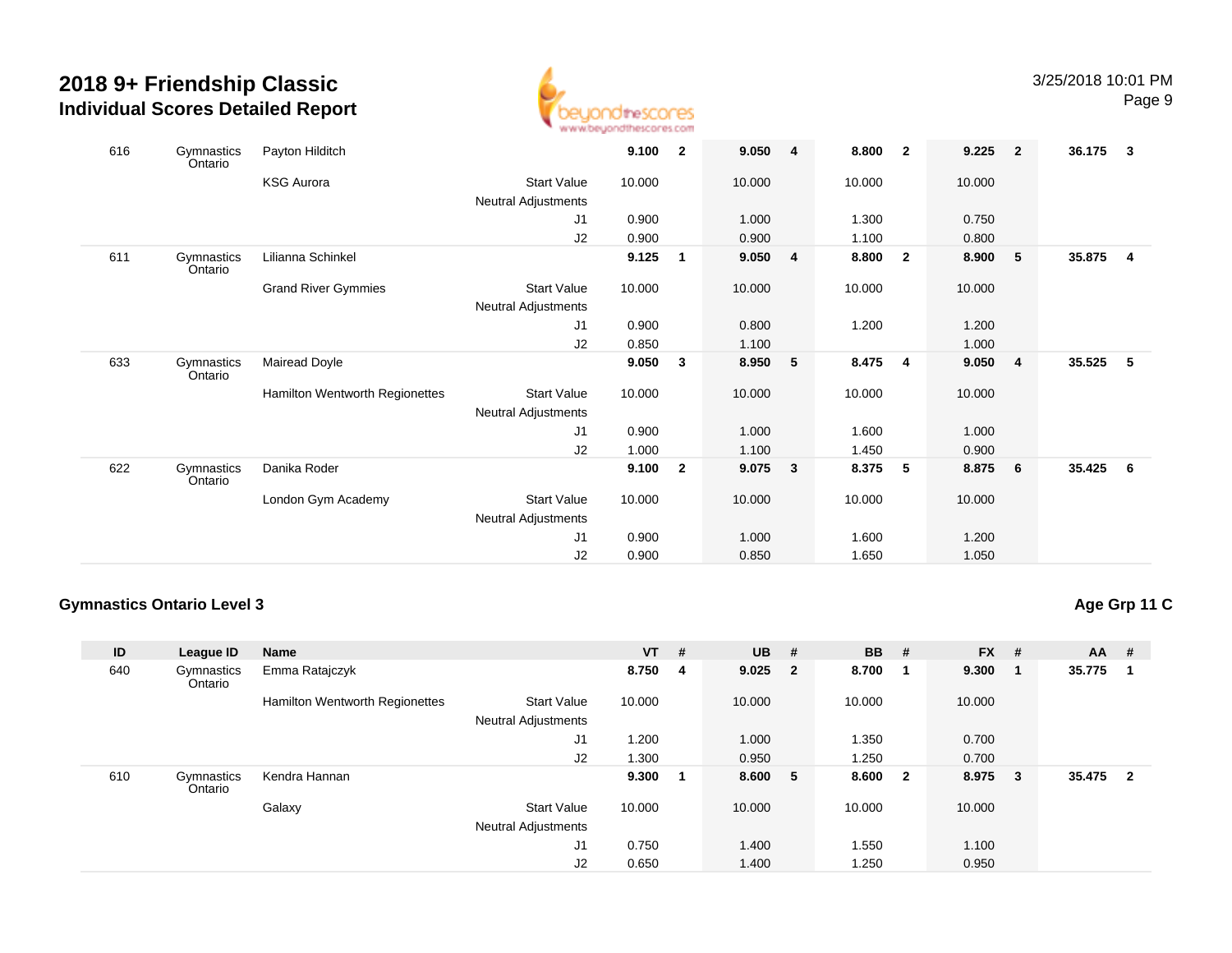# 2018 9+ Friendship Classic
## Individual Scores Detailed Report

3/25/2018 10:01 PM

| ID | League ID | Name | | VT | # | UB | # | BB | # | FX | # | AA | # |
|---|---|---|---|---|---|---|---|---|---|---|---|---|---|
| 616 | Gymnastics Ontario | Payton Hilditch | | **9.100** | **2** | **9.050** | **4** | **8.800** | **2** | **9.225** | **2** | **36.175** | **3** |
| | | KSG Aurora | Start Value | 10.000 | | 10.000 | | 10.000 | | 10.000 | | | |
| | | | Neutral Adjustments | | | | | | | | | | |
| | | | J1 | 0.900 | | 1.000 | | 1.300 | | 0.750 | | | |
| | | | J2 | 0.900 | | 0.900 | | 1.100 | | 0.800 | | | |
| 611 | Gymnastics Ontario | Lilianna Schinkel | | **9.125** | **1** | **9.050** | **4** | **8.800** | **2** | **8.900** | **5** | **35.875** | **4** |
| | | Grand River Gymmies | Start Value | 10.000 | | 10.000 | | 10.000 | | 10.000 | | | |
| | | | Neutral Adjustments | | | | | | | | | | |
| | | | J1 | 0.900 | | 0.800 | | 1.200 | | 1.200 | | | |
| | | | J2 | 0.850 | | 1.100 | | | | 1.000 | | | |
| 633 | Gymnastics Ontario | Mairead Doyle | | **9.050** | **3** | **8.950** | **5** | **8.475** | **4** | **9.050** | **4** | **35.525** | **5** |
| | | Hamilton Wentworth Regionettes | Start Value | 10.000 | | 10.000 | | 10.000 | | 10.000 | | | |
| | | | Neutral Adjustments | | | | | | | | | | |
| | | | J1 | 0.900 | | 1.000 | | 1.600 | | 1.000 | | | |
| | | | J2 | 1.000 | | 1.100 | | 1.450 | | 0.900 | | | |
| 622 | Gymnastics Ontario | Danika Roder | | **9.100** | **2** | **9.075** | **3** | **8.375** | **5** | **8.875** | **6** | **35.425** | **6** |
| | | London Gym Academy | Start Value | 10.000 | | 10.000 | | 10.000 | | 10.000 | | | |
| | | | Neutral Adjustments | | | | | | | | | | |
| | | | J1 | 0.900 | | 1.000 | | 1.600 | | 1.200 | | | |
| | | | J2 | 0.900 | | 0.850 | | 1.650 | | 1.050 | | | |

### Gymnastics Ontario Level 3

**Age Grp 11 C**

| ID | League ID | Name | | VT | # | UB | # | BB | # | FX | # | AA | # |
|---|---|---|---|---|---|---|---|---|---|---|---|---|---|
| 640 | Gymnastics Ontario | Emma Ratajczyk | | **8.750** | **4** | **9.025** | **2** | **8.700** | **1** | **9.300** | **1** | **35.775** | **1** |
| | | Hamilton Wentworth Regionettes | Start Value | 10.000 | | 10.000 | | 10.000 | | 10.000 | | | |
| | | | Neutral Adjustments | | | | | | | | | | |
| | | | J1 | 1.200 | | 1.000 | | 1.350 | | 0.700 | | | |
| | | | J2 | 1.300 | | 0.950 | | 1.250 | | 0.700 | | | |
| 610 | Gymnastics Ontario | Kendra Hannan | | **9.300** | **1** | **8.600** | **5** | **8.600** | **2** | **8.975** | **3** | **35.475** | **2** |
| | | Galaxy | Start Value | 10.000 | | 10.000 | | 10.000 | | 10.000 | | | |
| | | | Neutral Adjustments | | | | | | | | | | |
| | | | J1 | 0.750 | | 1.400 | | 1.550 | | 1.100 | | | |
| | | | J2 | 0.650 | | 1.400 | | 1.250 | | 0.950 | | | |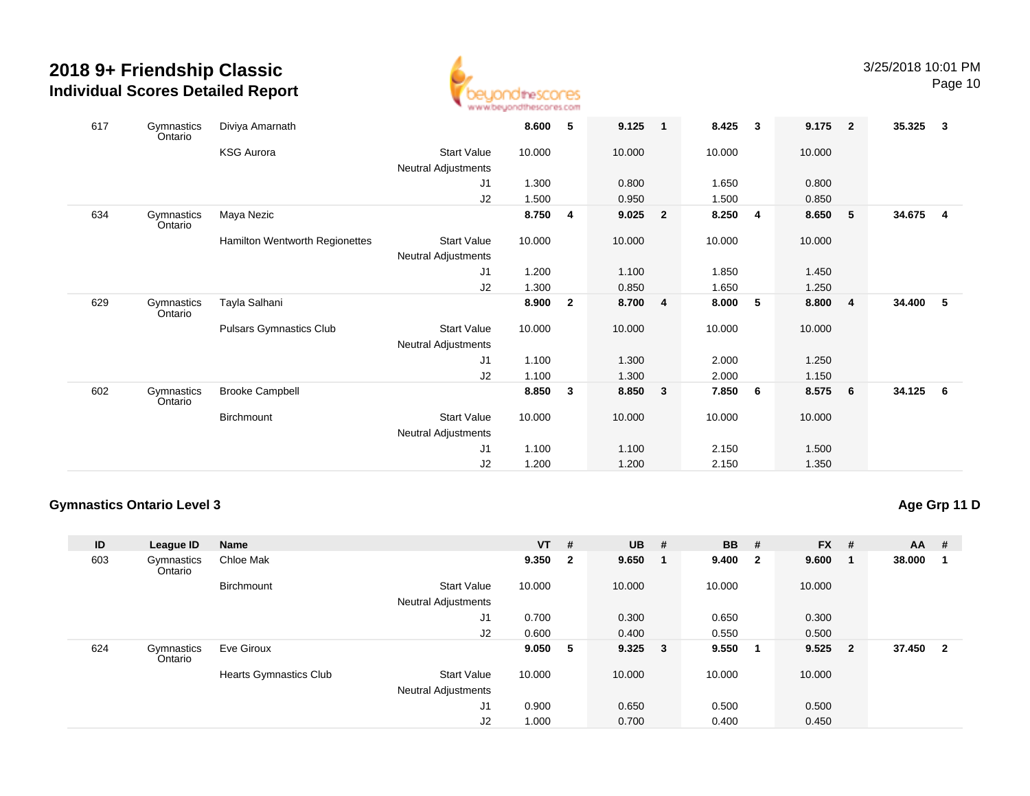# 2018 9+ Friendship Classic
## Individual Scores Detailed Report

| ID | League ID | Name | | VT | # | UB | # | BB | # | FX | # | AA | # |
|---|---|---|---|---|---|---|---|---|---|---|---|---|---|
| 617 | Gymnastics Ontario | Diviya Amarnath | | **8.600** | **5** | **9.125** | **1** | **8.425** | **3** | **9.175** | **2** | **35.325** | **3** |
| | | KSG Aurora | Start Value | 10.000 | | 10.000 | | 10.000 | | 10.000 | | | |
| | | | Neutral Adjustments | | | | | | | | | | |
| | | | J1 | 1.300 | | 0.800 | | 1.650 | | 0.800 | | | |
| | | | J2 | 1.500 | | 0.950 | | 1.500 | | 0.850 | | | |
| 634 | Gymnastics Ontario | Maya Nezic | | **8.750** | **4** | **9.025** | **2** | **8.250** | **4** | **8.650** | **5** | **34.675** | **4** |
| | | Hamilton Wentworth Regionettes | Start Value | 10.000 | | 10.000 | | 10.000 | | 10.000 | | | |
| | | | Neutral Adjustments | | | | | | | | | | |
| | | | J1 | 1.200 | | 1.100 | | 1.850 | | 1.450 | | | |
| | | | J2 | 1.300 | | 0.850 | | 1.650 | | 1.250 | | | |
| 629 | Gymnastics Ontario | Tayla Salhani | | **8.900** | **2** | **8.700** | **4** | **8.000** | **5** | **8.800** | **4** | **34.400** | **5** |
| | | Pulsars Gymnastics Club | Start Value | 10.000 | | 10.000 | | 10.000 | | 10.000 | | | |
| | | | Neutral Adjustments | | | | | | | | | | |
| | | | J1 | 1.100 | | 1.300 | | 2.000 | | 1.250 | | | |
| | | | J2 | 1.100 | | 1.300 | | 2.000 | | 1.150 | | | |
| 602 | Gymnastics Ontario | Brooke Campbell | | **8.850** | **3** | **8.850** | **3** | **7.850** | **6** | **8.575** | **6** | **34.125** | **6** |
| | | Birchmount | Start Value | 10.000 | | 10.000 | | 10.000 | | 10.000 | | | |
| | | | Neutral Adjustments | | | | | | | | | | |
| | | | J1 | 1.100 | | 1.100 | | 2.150 | | 1.500 | | | |
| | | | J2 | 1.200 | | 1.200 | | 2.150 | | 1.350 | | | |

### Gymnastics Ontario Level 3

**Age Grp 11 D**

| ID | League ID | Name | | VT | # | UB | # | BB | # | FX | # | AA | # |
|---|---|---|---|---|---|---|---|---|---|---|---|---|---|
| 603 | Gymnastics Ontario | Chloe Mak | | **9.350** | **2** | **9.650** | **1** | **9.400** | **2** | **9.600** | **1** | **38.000** | **1** |
| | | Birchmount | Start Value | 10.000 | | 10.000 | | 10.000 | | 10.000 | | | |
| | | | Neutral Adjustments | | | | | | | | | | |
| | | | J1 | 0.700 | | 0.300 | | 0.650 | | 0.300 | | | |
| | | | J2 | 0.600 | | 0.400 | | 0.550 | | 0.500 | | | |
| 624 | Gymnastics Ontario | Eve Giroux | | **9.050** | **5** | **9.325** | **3** | **9.550** | **1** | **9.525** | **2** | **37.450** | **2** |
| | | Hearts Gymnastics Club | Start Value | 10.000 | | 10.000 | | 10.000 | | 10.000 | | | |
| | | | Neutral Adjustments | | | | | | | | | | |
| | | | J1 | 0.900 | | 0.650 | | 0.500 | | 0.500 | | | |
| | | | J2 | 1.000 | | 0.700 | | 0.400 | | 0.450 | | | |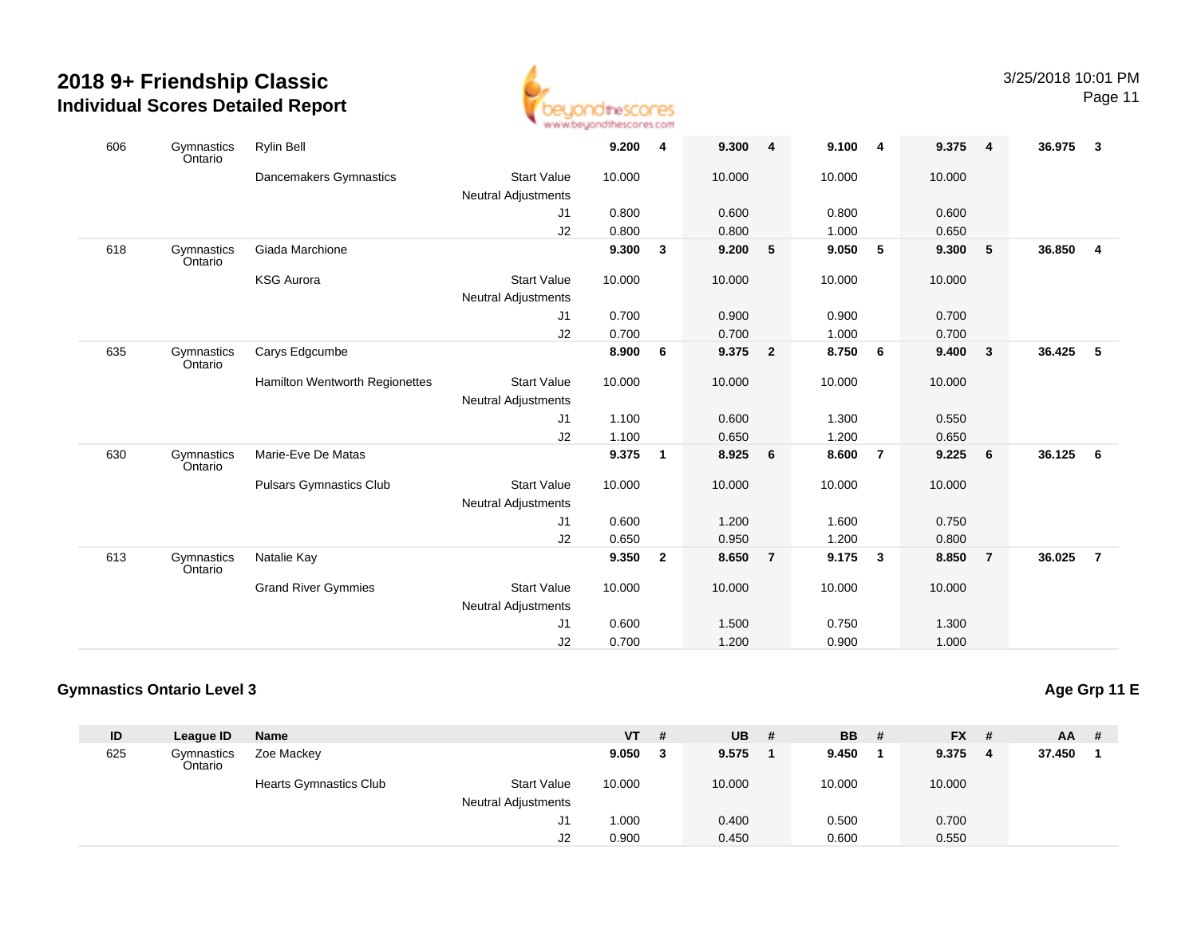# 2018 9+ Friendship Classic
## Individual Scores Detailed Report

| ID | League ID | Name | | VT | # | UB | # | BB | # | FX | # | AA | # |
|---|---|---|---|---|---|---|---|---|---|---|---|---|---|
| 606 | Gymnastics Ontario | Rylin Bell | | **9.200** | **4** | **9.300** | **4** | **9.100** | **4** | **9.375** | **4** | **36.975** | **3** |
| | | Dancemakers Gymnastics | Start Value | 10.000 | | 10.000 | | 10.000 | | 10.000 | | | |
| | | | Neutral Adjustments | | | | | | | | | | |
| | | | J1 | 0.800 | | 0.600 | | 0.800 | | 0.600 | | | |
| | | | J2 | 0.800 | | 0.800 | | 1.000 | | 0.650 | | | |
| 618 | Gymnastics Ontario | Giada Marchione | | **9.300** | **3** | **9.200** | **5** | **9.050** | **5** | **9.300** | **5** | **36.850** | **4** |
| | | KSG Aurora | Start Value | 10.000 | | 10.000 | | 10.000 | | 10.000 | | | |
| | | | Neutral Adjustments | | | | | | | | | | |
| | | | J1 | 0.700 | | 0.900 | | 0.900 | | 0.700 | | | |
| | | | J2 | 0.700 | | 0.700 | | 1.000 | | 0.700 | | | |
| 635 | Gymnastics Ontario | Carys Edgcumbe | | **8.900** | **6** | **9.375** | **2** | **8.750** | **6** | **9.400** | **3** | **36.425** | **5** |
| | | Hamilton Wentworth Regionettes | Start Value | 10.000 | | 10.000 | | 10.000 | | 10.000 | | | |
| | | | Neutral Adjustments | | | | | | | | | | |
| | | | J1 | 1.100 | | 0.600 | | 1.300 | | 0.550 | | | |
| | | | J2 | 1.100 | | 0.650 | | 1.200 | | 0.650 | | | |
| 630 | Gymnastics Ontario | Marie-Eve De Matas | | **9.375** | **1** | **8.925** | **6** | **8.600** | **7** | **9.225** | **6** | **36.125** | **6** |
| | | Pulsars Gymnastics Club | Start Value | 10.000 | | 10.000 | | 10.000 | | 10.000 | | | |
| | | | Neutral Adjustments | | | | | | | | | | |
| | | | J1 | 0.600 | | 1.200 | | 1.600 | | 0.750 | | | |
| | | | J2 | 0.650 | | 0.950 | | 1.200 | | 0.800 | | | |
| 613 | Gymnastics Ontario | Natalie Kay | | **9.350** | **2** | **8.650** | **7** | **9.175** | **3** | **8.850** | **7** | **36.025** | **7** |
| | | Grand River Gymmies | Start Value | 10.000 | | 10.000 | | 10.000 | | 10.000 | | | |
| | | | Neutral Adjustments | | | | | | | | | | |
| | | | J1 | 0.600 | | 1.500 | | 0.750 | | 1.300 | | | |
| | | | J2 | 0.700 | | 1.200 | | 0.900 | | 1.000 | | | |

### Gymnastics Ontario Level 3

**Age Grp 11 E**

| ID | League ID | Name | | VT | # | UB | # | BB | # | FX | # | AA | # |
|---|---|---|---|---|---|---|---|---|---|---|---|---|---|
| 625 | Gymnastics Ontario | Zoe Mackey | | **9.050** | **3** | **9.575** | **1** | **9.450** | **1** | **9.375** | **4** | **37.450** | **1** |
| | | Hearts Gymnastics Club | Start Value | 10.000 | | 10.000 | | 10.000 | | 10.000 | | | |
| | | | Neutral Adjustments | | | | | | | | | | |
| | | | J1 | 1.000 | | 0.400 | | 0.500 | | 0.700 | | | |
| | | | J2 | 0.900 | | 0.450 | | 0.600 | | 0.550 | | | |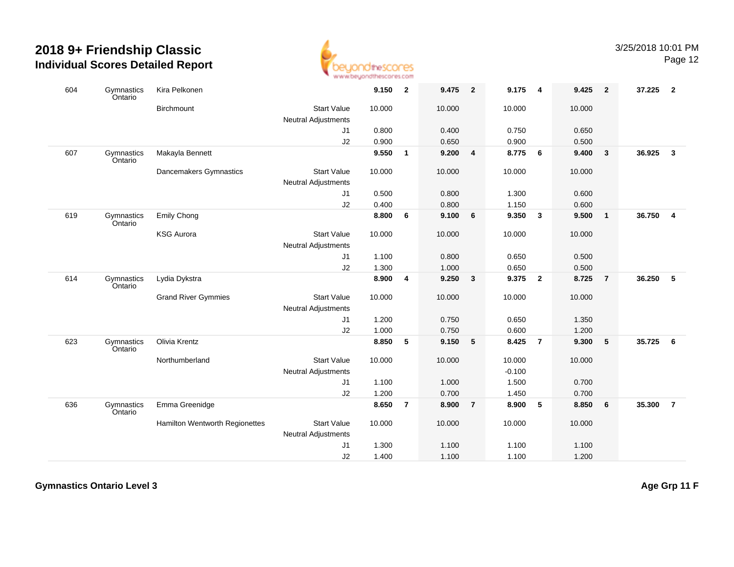# 2018 9+ Friendship Classic

## Individual Scores Detailed Report

3/25/2018 10:01 PM

| | | | | | | | | | | | | | |
|---|---|---|---|---|---|---|---|---|---|---|---|---|---|
| 604 | Gymnastics Ontario | Kira Pelkonen | | **9.150** | **2** | **9.475** | **2** | **9.175** | **4** | **9.425** | **2** | **37.225** | **2** |
| | | Birchmount | Start Value | 10.000 | | 10.000 | | 10.000 | | 10.000 | | | |
| | | | Neutral Adjustments | | | | | | | | | | |
| | | | J1 | 0.800 | | 0.400 | | 0.750 | | 0.650 | | | |
| | | | J2 | 0.900 | | 0.650 | | 0.900 | | 0.500 | | | |
| 607 | Gymnastics Ontario | Makayla Bennett | | **9.550** | **1** | **9.200** | **4** | **8.775** | **6** | **9.400** | **3** | **36.925** | **3** |
| | | Dancemakers Gymnastics | Start Value | 10.000 | | 10.000 | | 10.000 | | 10.000 | | | |
| | | | Neutral Adjustments | | | | | | | | | | |
| | | | J1 | 0.500 | | 0.800 | | 1.300 | | 0.600 | | | |
| | | | J2 | 0.400 | | 0.800 | | 1.150 | | 0.600 | | | |
| 619 | Gymnastics Ontario | Emily Chong | | **8.800** | **6** | **9.100** | **6** | **9.350** | **3** | **9.500** | **1** | **36.750** | **4** |
| | | KSG Aurora | Start Value | 10.000 | | 10.000 | | 10.000 | | 10.000 | | | |
| | | | Neutral Adjustments | | | | | | | | | | |
| | | | J1 | 1.100 | | 0.800 | | 0.650 | | 0.500 | | | |
| | | | J2 | 1.300 | | 1.000 | | 0.650 | | 0.500 | | | |
| 614 | Gymnastics Ontario | Lydia Dykstra | | **8.900** | **4** | **9.250** | **3** | **9.375** | **2** | **8.725** | **7** | **36.250** | **5** |
| | | Grand River Gymmies | Start Value | 10.000 | | 10.000 | | 10.000 | | 10.000 | | | |
| | | | Neutral Adjustments | | | | | | | | | | |
| | | | J1 | 1.200 | | 0.750 | | 0.650 | | 1.350 | | | |
| | | | J2 | 1.000 | | 0.750 | | 0.600 | | 1.200 | | | |
| 623 | Gymnastics Ontario | Olivia Krentz | | **8.850** | **5** | **9.150** | **5** | **8.425** | **7** | **9.300** | **5** | **35.725** | **6** |
| | | Northumberland | Start Value | 10.000 | | 10.000 | | 10.000 | | 10.000 | | | |
| | | | Neutral Adjustments | | | | | -0.100 | | | | | |
| | | | J1 | 1.100 | | 1.000 | | 1.500 | | 0.700 | | | |
| | | | J2 | 1.200 | | 0.700 | | 1.450 | | 0.700 | | | |
| 636 | Gymnastics Ontario | Emma Greenidge | | **8.650** | **7** | **8.900** | **7** | **8.900** | **5** | **8.850** | **6** | **35.300** | **7** |
| | | Hamilton Wentworth Regionettes | Start Value | 10.000 | | 10.000 | | 10.000 | | 10.000 | | | |
| | | | Neutral Adjustments | | | | | | | | | | |
| | | | J1 | 1.300 | | 1.100 | | 1.100 | | 1.100 | | | |
| | | | J2 | 1.400 | | 1.100 | | 1.100 | | 1.200 | | | |

**Gymnastics Ontario Level 3**

**Age Grp 11 F**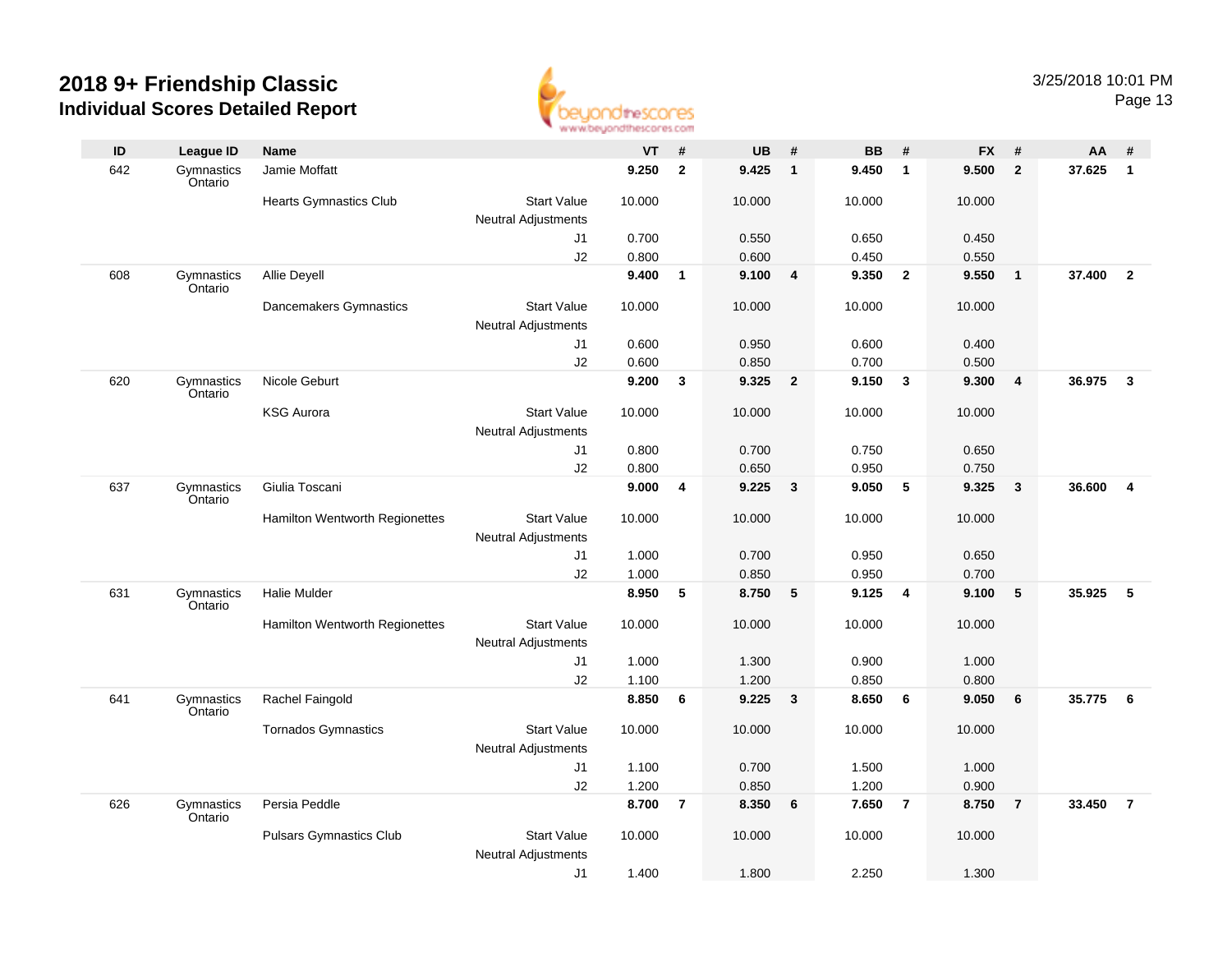# 2018 9+ Friendship Classic
## Individual Scores Detailed Report

3/25/2018 10:01 PM

| ID | League ID | Name | | VT | # | UB | # | BB | # | FX | # | AA | # |
|---|---|---|---|---|---|---|---|---|---|---|---|---|---|
| 642 | Gymnastics Ontario | Jamie Moffatt | | **9.250** | **2** | **9.425** | **1** | **9.450** | **1** | **9.500** | **2** | **37.625** | **1** |
| | | Hearts Gymnastics Club | Start Value | 10.000 | | 10.000 | | 10.000 | | 10.000 | | | |
| | | | Neutral Adjustments | | | | | | | | | | |
| | | | J1 | 0.700 | | 0.550 | | 0.650 | | 0.450 | | | |
| | | | J2 | 0.800 | | 0.600 | | 0.450 | | 0.550 | | | |
| 608 | Gymnastics Ontario | Allie Deyell | | **9.400** | **1** | **9.100** | **4** | **9.350** | **2** | **9.550** | **1** | **37.400** | **2** |
| | | Dancemakers Gymnastics | Start Value | 10.000 | | 10.000 | | 10.000 | | 10.000 | | | |
| | | | Neutral Adjustments | | | | | | | | | | |
| | | | J1 | 0.600 | | 0.950 | | 0.600 | | 0.400 | | | |
| | | | J2 | 0.600 | | 0.850 | | 0.700 | | 0.500 | | | |
| 620 | Gymnastics Ontario | Nicole Geburt | | **9.200** | **3** | **9.325** | **2** | **9.150** | **3** | **9.300** | **4** | **36.975** | **3** |
| | | KSG Aurora | Start Value | 10.000 | | 10.000 | | 10.000 | | 10.000 | | | |
| | | | Neutral Adjustments | | | | | | | | | | |
| | | | J1 | 0.800 | | 0.700 | | 0.750 | | 0.650 | | | |
| | | | J2 | 0.800 | | 0.650 | | 0.950 | | 0.750 | | | |
| 637 | Gymnastics Ontario | Giulia Toscani | | **9.000** | **4** | **9.225** | **3** | **9.050** | **5** | **9.325** | **3** | **36.600** | **4** |
| | | Hamilton Wentworth Regionettes | Start Value | 10.000 | | 10.000 | | 10.000 | | 10.000 | | | |
| | | | Neutral Adjustments | | | | | | | | | | |
| | | | J1 | 1.000 | | 0.700 | | 0.950 | | 0.650 | | | |
| | | | J2 | 1.000 | | 0.850 | | 0.950 | | 0.700 | | | |
| 631 | Gymnastics Ontario | Halie Mulder | | **8.950** | **5** | **8.750** | **5** | **9.125** | **4** | **9.100** | **5** | **35.925** | **5** |
| | | Hamilton Wentworth Regionettes | Start Value | 10.000 | | 10.000 | | 10.000 | | 10.000 | | | |
| | | | Neutral Adjustments | | | | | | | | | | |
| | | | J1 | 1.000 | | 1.300 | | 0.900 | | 1.000 | | | |
| | | | J2 | 1.100 | | 1.200 | | 0.850 | | 0.800 | | | |
| 641 | Gymnastics Ontario | Rachel Faingold | | **8.850** | **6** | **9.225** | **3** | **8.650** | **6** | **9.050** | **6** | **35.775** | **6** |
| | | Tornados Gymnastics | Start Value | 10.000 | | 10.000 | | 10.000 | | 10.000 | | | |
| | | | Neutral Adjustments | | | | | | | | | | |
| | | | J1 | 1.100 | | 0.700 | | 1.500 | | 1.000 | | | |
| | | | J2 | 1.200 | | 0.850 | | 1.200 | | 0.900 | | | |
| 626 | Gymnastics Ontario | Persia Peddle | | **8.700** | **7** | **8.350** | **6** | **7.650** | **7** | **8.750** | **7** | **33.450** | **7** |
| | | Pulsars Gymnastics Club | Start Value | 10.000 | | 10.000 | | 10.000 | | 10.000 | | | |
| | | | Neutral Adjustments | | | | | | | | | | |
| | | | J1 | 1.400 | | 1.800 | | 2.250 | | 1.300 | | | |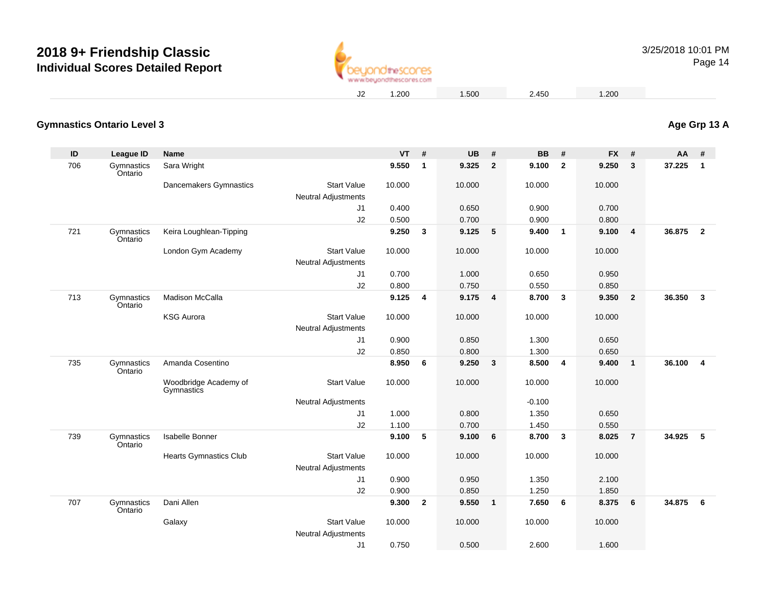# 2018 9+ Friendship Classic

## Individual Scores Detailed Report

| | | | | | | | | | |
|---|---|---|---|---|---|---|---|---|---|
| J2 | 1.200 | 1.500 | 2.450 | 1.200 | | | | | |

### Gymnastics Ontario Level 3

**Age Grp 13 A**

| ID | League ID | Name | | VT | # | UB | # | BB | # | FX | # | AA | # |
|---|---|---|---|---|---|---|---|---|---|---|---|---|---|
| 706 | Gymnastics Ontario | Sara Wright | | **9.550** | **1** | **9.325** | **2** | **9.100** | **2** | **9.250** | **3** | **37.225** | **1** |
| | | Dancemakers Gymnastics | Start Value | 10.000 | | 10.000 | | 10.000 | | 10.000 | | | |
| | | | Neutral Adjustments | | | | | | | | | | |
| | | | J1 | 0.400 | | 0.650 | | 0.900 | | 0.700 | | | |
| | | | J2 | 0.500 | | 0.700 | | 0.900 | | 0.800 | | | |
| 721 | Gymnastics Ontario | Keira Loughlean-Tipping | | **9.250** | **3** | **9.125** | **5** | **9.400** | **1** | **9.100** | **4** | **36.875** | **2** |
| | | London Gym Academy | Start Value | 10.000 | | 10.000 | | 10.000 | | 10.000 | | | |
| | | | Neutral Adjustments | | | | | | | | | | |
| | | | J1 | 0.700 | | 1.000 | | 0.650 | | 0.950 | | | |
| | | | J2 | 0.800 | | 0.750 | | 0.550 | | 0.850 | | | |
| 713 | Gymnastics Ontario | Madison McCalla | | **9.125** | **4** | **9.175** | **4** | **8.700** | **3** | **9.350** | **2** | **36.350** | **3** |
| | | KSG Aurora | Start Value | 10.000 | | 10.000 | | 10.000 | | 10.000 | | | |
| | | | Neutral Adjustments | | | | | | | | | | |
| | | | J1 | 0.900 | | 0.850 | | 1.300 | | 0.650 | | | |
| | | | J2 | 0.850 | | 0.800 | | 1.300 | | 0.650 | | | |
| 735 | Gymnastics Ontario | Amanda Cosentino | | **8.950** | **6** | **9.250** | **3** | **8.500** | **4** | **9.400** | **1** | **36.100** | **4** |
| | | Woodbridge Academy of Gymnastics | Start Value | 10.000 | | 10.000 | | 10.000 | | 10.000 | | | |
| | | | Neutral Adjustments | | | | | -0.100 | | | | | |
| | | | J1 | 1.000 | | 0.800 | | 1.350 | | 0.650 | | | |
| | | | J2 | 1.100 | | 0.700 | | 1.450 | | 0.550 | | | |
| 739 | Gymnastics Ontario | Isabelle Bonner | | **9.100** | **5** | **9.100** | **6** | **8.700** | **3** | **8.025** | **7** | **34.925** | **5** |
| | | Hearts Gymnastics Club | Start Value | 10.000 | | 10.000 | | 10.000 | | 10.000 | | | |
| | | | Neutral Adjustments | | | | | | | | | | |
| | | | J1 | 0.900 | | 0.950 | | 1.350 | | 2.100 | | | |
| | | | J2 | 0.900 | | 0.850 | | 1.250 | | 1.850 | | | |
| 707 | Gymnastics Ontario | Dani Allen | | **9.300** | **2** | **9.550** | **1** | **7.650** | **6** | **8.375** | **6** | **34.875** | **6** |
| | | Galaxy | Start Value | 10.000 | | 10.000 | | 10.000 | | 10.000 | | | |
| | | | Neutral Adjustments | | | | | | | | | | |
| | | | J1 | 0.750 | | 0.500 | | 2.600 | | 1.600 | | | |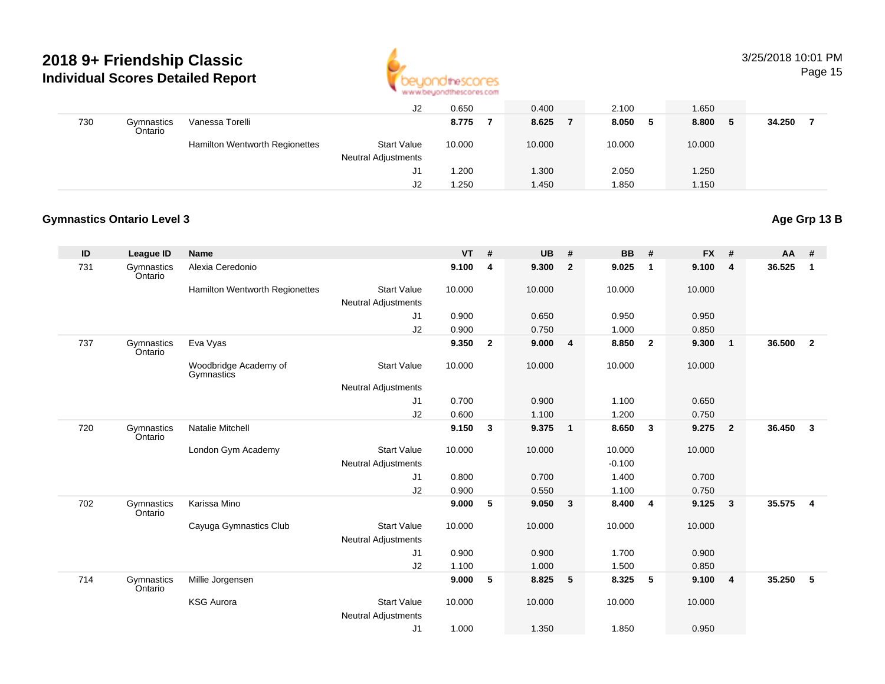# 2018 9+ Friendship Classic

## Individual Scores Detailed Report

| ID | League ID | Name | | VT | # | UB | # | BB | # | FX | # | AA | # |
|---|---|---|---|---|---|---|---|---|---|---|---|---|---|
| | | | J2 | 0.650 | | 0.400 | | 2.100 | | 1.650 | | | |
| 730 | Gymnastics Ontario | Vanessa Torelli | | **8.775** | **7** | **8.625** | **7** | **8.050** | **5** | **8.800** | **5** | **34.250** | **7** |
| | | Hamilton Wentworth Regionettes | Start Value | 10.000 | | 10.000 | | 10.000 | | 10.000 | | | |
| | | | Neutral Adjustments | | | | | | | | | | |
| | | | J1 | 1.200 | | 1.300 | | 2.050 | | 1.250 | | | |
| | | | J2 | 1.250 | | 1.450 | | 1.850 | | 1.150 | | | |

### Gymnastics Ontario Level 3

**Age Grp 13 B**

| ID | League ID | Name | | VT | # | UB | # | BB | # | FX | # | AA | # |
|---|---|---|---|---|---|---|---|---|---|---|---|---|---|
| 731 | Gymnastics Ontario | Alexia Ceredonio | | **9.100** | **4** | **9.300** | **2** | **9.025** | **1** | **9.100** | **4** | **36.525** | **1** |
| | | Hamilton Wentworth Regionettes | Start Value | 10.000 | | 10.000 | | 10.000 | | 10.000 | | | |
| | | | Neutral Adjustments | | | | | | | | | | |
| | | | J1 | 0.900 | | 0.650 | | 0.950 | | 0.950 | | | |
| | | | J2 | 0.900 | | 0.750 | | 1.000 | | 0.850 | | | |
| 737 | Gymnastics Ontario | Eva Vyas | | **9.350** | **2** | **9.000** | **4** | **8.850** | **2** | **9.300** | **1** | **36.500** | **2** |
| | | Woodbridge Academy of Gymnastics | Start Value | 10.000 | | 10.000 | | 10.000 | | 10.000 | | | |
| | | | Neutral Adjustments | | | | | | | | | | |
| | | | J1 | 0.700 | | 0.900 | | 1.100 | | 0.650 | | | |
| | | | J2 | 0.600 | | 1.100 | | 1.200 | | 0.750 | | | |
| 720 | Gymnastics Ontario | Natalie Mitchell | | **9.150** | **3** | **9.375** | **1** | **8.650** | **3** | **9.275** | **2** | **36.450** | **3** |
| | | London Gym Academy | Start Value | 10.000 | | 10.000 | | 10.000 | | 10.000 | | | |
| | | | Neutral Adjustments | | | | | -0.100 | | | | | |
| | | | J1 | 0.800 | | 0.700 | | 1.400 | | 0.700 | | | |
| | | | J2 | 0.900 | | 0.550 | | 1.100 | | 0.750 | | | |
| 702 | Gymnastics Ontario | Karissa Mino | | **9.000** | **5** | **9.050** | **3** | **8.400** | **4** | **9.125** | **3** | **35.575** | **4** |
| | | Cayuga Gymnastics Club | Start Value | 10.000 | | 10.000 | | 10.000 | | 10.000 | | | |
| | | | Neutral Adjustments | | | | | | | | | | |
| | | | J1 | 0.900 | | 0.900 | | 1.700 | | 0.900 | | | |
| | | | J2 | 1.100 | | 1.000 | | 1.500 | | 0.850 | | | |
| 714 | Gymnastics Ontario | Millie Jorgensen | | **9.000** | **5** | **8.825** | **5** | **8.325** | **5** | **9.100** | **4** | **35.250** | **5** |
| | | KSG Aurora | Start Value | 10.000 | | 10.000 | | 10.000 | | 10.000 | | | |
| | | | Neutral Adjustments | | | | | | | | | | |
| | | | J1 | 1.000 | | 1.350 | | 1.850 | | 0.950 | | | |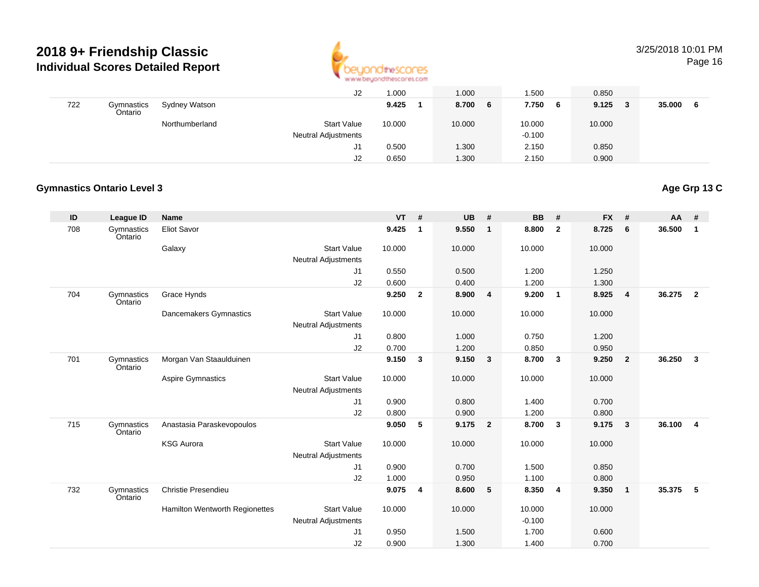# 2018 9+ Friendship Classic
## Individual Scores Detailed Report

3/25/2018 10:01 PM

| ID | League ID | Name | | VT | # | UB | # | BB | # | FX | # | AA | # |
|---|---|---|---|---|---|---|---|---|---|---|---|---|---|
| | | | J2 | 1.000 | | 1.000 | | 1.500 | | 0.850 | | | |
| 722 | Gymnastics Ontario | Sydney Watson | | **9.425** | **1** | **8.700** | **6** | **7.750** | **6** | **9.125** | **3** | **35.000** | **6** |
| | | Northumberland | Start Value | 10.000 | | 10.000 | | 10.000 | | 10.000 | | | |
| | | | Neutral Adjustments | | | | | -0.100 | | | | | |
| | | | J1 | 0.500 | | 1.300 | | 2.150 | | 0.850 | | | |
| | | | J2 | 0.650 | | 1.300 | | 2.150 | | 0.900 | | | |

### Gymnastics Ontario Level 3

**Age Grp 13 C**

| ID | League ID | Name | | VT | # | UB | # | BB | # | FX | # | AA | # |
|---|---|---|---|---|---|---|---|---|---|---|---|---|---|
| 708 | Gymnastics Ontario | Eliot Savor | | **9.425** | **1** | **9.550** | **1** | **8.800** | **2** | **8.725** | **6** | **36.500** | **1** |
| | | Galaxy | Start Value | 10.000 | | 10.000 | | 10.000 | | 10.000 | | | |
| | | | Neutral Adjustments | | | | | | | | | | |
| | | | J1 | 0.550 | | 0.500 | | 1.200 | | 1.250 | | | |
| | | | J2 | 0.600 | | 0.400 | | 1.200 | | 1.300 | | | |
| 704 | Gymnastics Ontario | Grace Hynds | | **9.250** | **2** | **8.900** | **4** | **9.200** | **1** | **8.925** | **4** | **36.275** | **2** |
| | | Dancemakers Gymnastics | Start Value | 10.000 | | 10.000 | | 10.000 | | 10.000 | | | |
| | | | Neutral Adjustments | | | | | | | | | | |
| | | | J1 | 0.800 | | 1.000 | | 0.750 | | 1.200 | | | |
| | | | J2 | 0.700 | | 1.200 | | 0.850 | | 0.950 | | | |
| 701 | Gymnastics Ontario | Morgan Van Staaulduinen | | **9.150** | **3** | **9.150** | **3** | **8.700** | **3** | **9.250** | **2** | **36.250** | **3** |
| | | Aspire Gymnastics | Start Value | 10.000 | | 10.000 | | 10.000 | | 10.000 | | | |
| | | | Neutral Adjustments | | | | | | | | | | |
| | | | J1 | 0.900 | | 0.800 | | 1.400 | | 0.700 | | | |
| | | | J2 | 0.800 | | 0.900 | | 1.200 | | 0.800 | | | |
| 715 | Gymnastics Ontario | Anastasia Paraskevopoulos | | **9.050** | **5** | **9.175** | **2** | **8.700** | **3** | **9.175** | **3** | **36.100** | **4** |
| | | KSG Aurora | Start Value | 10.000 | | 10.000 | | 10.000 | | 10.000 | | | |
| | | | Neutral Adjustments | | | | | | | | | | |
| | | | J1 | 0.900 | | 0.700 | | 1.500 | | 0.850 | | | |
| | | | J2 | 1.000 | | 0.950 | | 1.100 | | 0.800 | | | |
| 732 | Gymnastics Ontario | Christie Presendieu | | **9.075** | **4** | **8.600** | **5** | **8.350** | **4** | **9.350** | **1** | **35.375** | **5** |
| | | Hamilton Wentworth Regionettes | Start Value | 10.000 | | 10.000 | | 10.000 | | 10.000 | | | |
| | | | Neutral Adjustments | | | | | -0.100 | | | | | |
| | | | J1 | 0.950 | | 1.500 | | 1.700 | | 0.600 | | | |
| | | | J2 | 0.900 | | 1.300 | | 1.400 | | 0.700 | | | |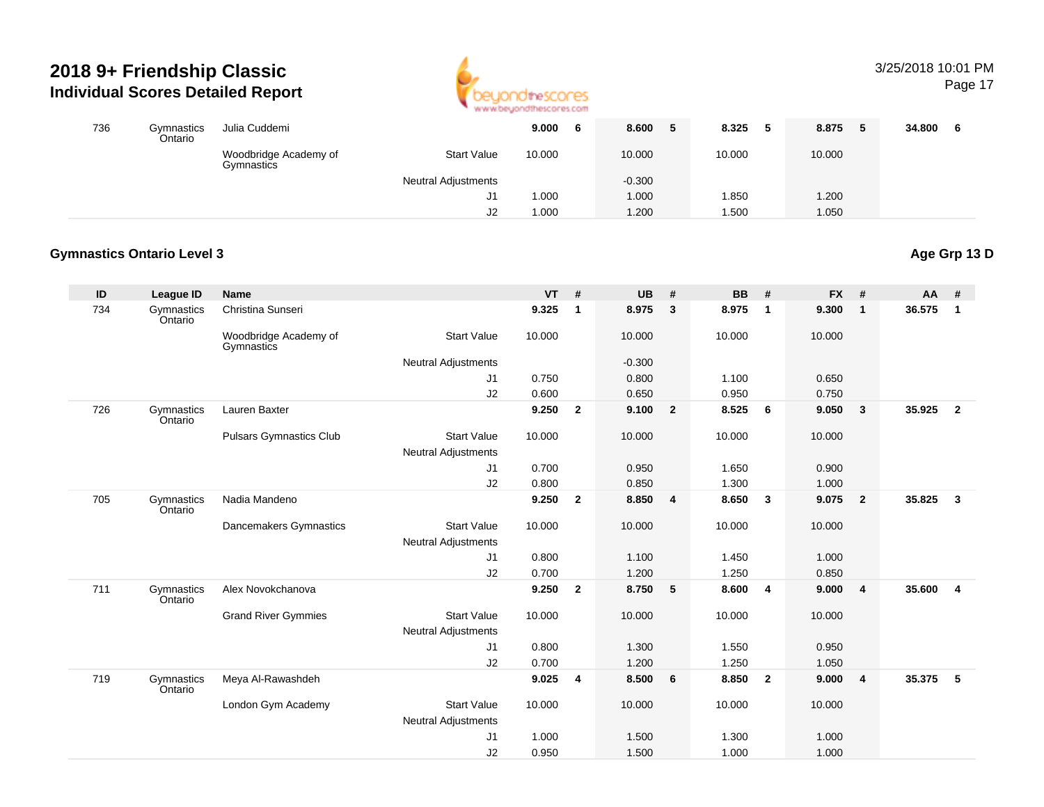# 2018 9+ Friendship Classic
## Individual Scores Detailed Report

3/25/2018 10:01 PM

| ID | League ID | Name | | VT | # | UB | # | BB | # | FX | # | AA | # |
|---|---|---|---|---|---|---|---|---|---|---|---|---|---|
| 736 | Gymnastics Ontario | Julia Cuddemi | | **9.000** | **6** | **8.600** | **5** | **8.325** | **5** | **8.875** | **5** | **34.800** | **6** |
| | | Woodbridge Academy of Gymnastics | Start Value | 10.000 | | 10.000 | | 10.000 | | 10.000 | | | |
| | | | Neutral Adjustments | | | -0.300 | | | | | | | |
| | | | J1 | 1.000 | | 1.000 | | 1.850 | | 1.200 | | | |
| | | | J2 | 1.000 | | 1.200 | | 1.500 | | 1.050 | | | |

### Gymnastics Ontario Level 3

**Age Grp 13 D**

| ID | League ID | Name | | VT | # | UB | # | BB | # | FX | # | AA | # |
|---|---|---|---|---|---|---|---|---|---|---|---|---|---|
| 734 | Gymnastics Ontario | Christina Sunseri | | **9.325** | **1** | **8.975** | **3** | **8.975** | **1** | **9.300** | **1** | **36.575** | **1** |
| | | Woodbridge Academy of Gymnastics | Start Value | 10.000 | | 10.000 | | 10.000 | | 10.000 | | | |
| | | | Neutral Adjustments | | | -0.300 | | | | | | | |
| | | | J1 | 0.750 | | 0.800 | | 1.100 | | 0.650 | | | |
| | | | J2 | 0.600 | | 0.650 | | 0.950 | | 0.750 | | | |
| 726 | Gymnastics Ontario | Lauren Baxter | | **9.250** | **2** | **9.100** | **2** | **8.525** | **6** | **9.050** | **3** | **35.925** | **2** |
| | | Pulsars Gymnastics Club | Start Value | 10.000 | | 10.000 | | 10.000 | | 10.000 | | | |
| | | | Neutral Adjustments | | | | | | | | | | |
| | | | J1 | 0.700 | | 0.950 | | 1.650 | | 0.900 | | | |
| | | | J2 | 0.800 | | 0.850 | | 1.300 | | 1.000 | | | |
| 705 | Gymnastics Ontario | Nadia Mandeno | | **9.250** | **2** | **8.850** | **4** | **8.650** | **3** | **9.075** | **2** | **35.825** | **3** |
| | | Dancemakers Gymnastics | Start Value | 10.000 | | 10.000 | | 10.000 | | 10.000 | | | |
| | | | Neutral Adjustments | | | | | | | | | | |
| | | | J1 | 0.800 | | 1.100 | | 1.450 | | 1.000 | | | |
| | | | J2 | 0.700 | | 1.200 | | 1.250 | | 0.850 | | | |
| 711 | Gymnastics Ontario | Alex Novokchanova | | **9.250** | **2** | **8.750** | **5** | **8.600** | **4** | **9.000** | **4** | **35.600** | **4** |
| | | Grand River Gymmies | Start Value | 10.000 | | 10.000 | | 10.000 | | 10.000 | | | |
| | | | Neutral Adjustments | | | | | | | | | | |
| | | | J1 | 0.800 | | 1.300 | | 1.550 | | 0.950 | | | |
| | | | J2 | 0.700 | | 1.200 | | 1.250 | | 1.050 | | | |
| 719 | Gymnastics Ontario | Meya Al-Rawashdeh | | **9.025** | **4** | **8.500** | **6** | **8.850** | **2** | **9.000** | **4** | **35.375** | **5** |
| | | London Gym Academy | Start Value | 10.000 | | 10.000 | | 10.000 | | 10.000 | | | |
| | | | Neutral Adjustments | | | | | | | | | | |
| | | | J1 | 1.000 | | 1.500 | | 1.300 | | 1.000 | | | |
| | | | J2 | 0.950 | | 1.500 | | 1.000 | | 1.000 | | | |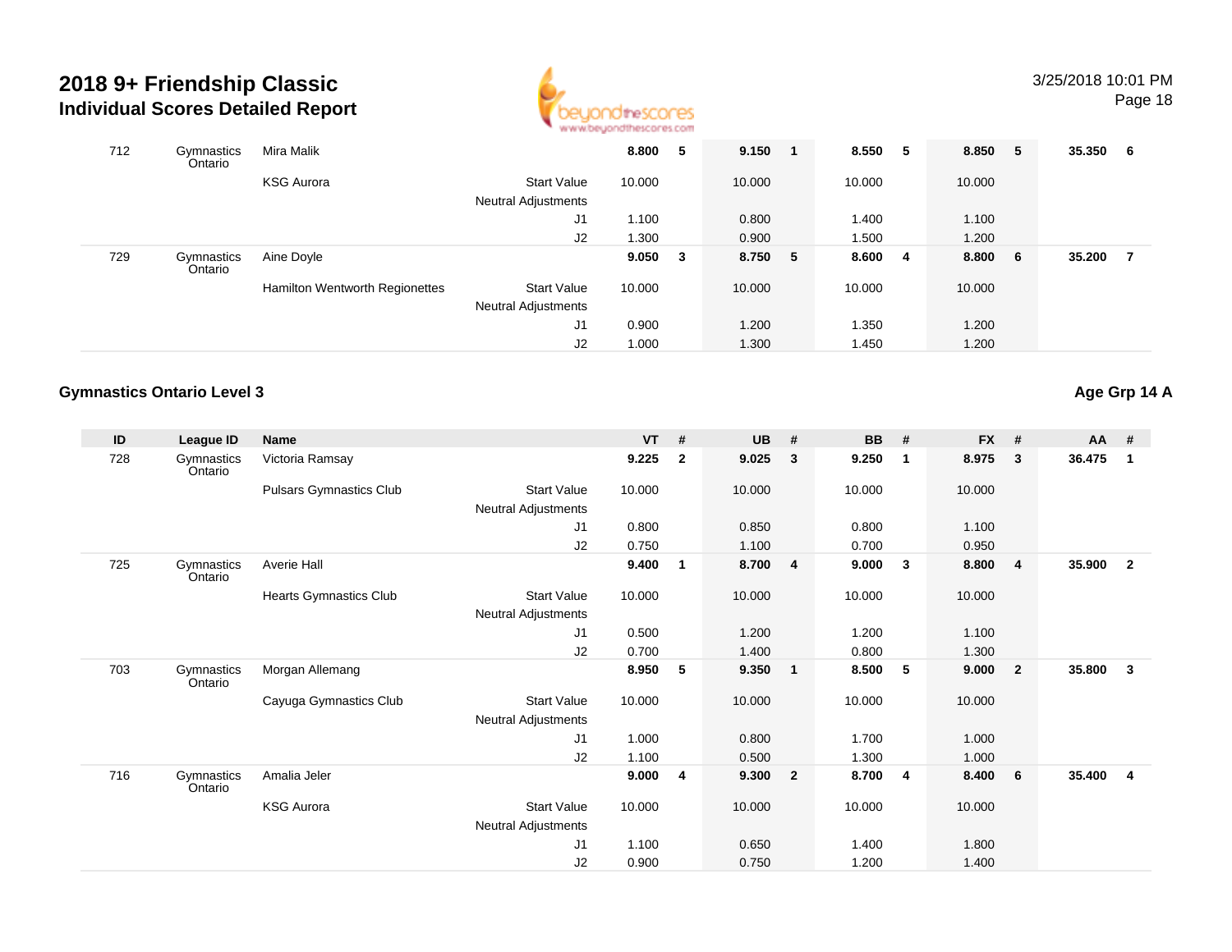# 2018 9+ Friendship Classic

## Individual Scores Detailed Report

3/25/2018 10:01 PM

| ID | League ID | Name | | VT | # | UB | # | BB | # | FX | # | AA | # |
|---|---|---|---|---|---|---|---|---|---|---|---|---|---|
| 712 | Gymnastics Ontario | Mira Malik | | **8.800** | **5** | **9.150** | **1** | **8.550** | **5** | **8.850** | **5** | **35.350** | **6** |
| | | KSG Aurora | Start Value | 10.000 | | 10.000 | | 10.000 | | 10.000 | | | |
| | | | Neutral Adjustments | | | | | | | | | | |
| | | | J1 | 1.100 | | 0.800 | | 1.400 | | 1.100 | | | |
| | | | J2 | 1.300 | | 0.900 | | 1.500 | | 1.200 | | | |
| 729 | Gymnastics Ontario | Aine Doyle | | **9.050** | **3** | **8.750** | **5** | **8.600** | **4** | **8.800** | **6** | **35.200** | **7** |
| | | Hamilton Wentworth Regionettes | Start Value | 10.000 | | 10.000 | | 10.000 | | 10.000 | | | |
| | | | Neutral Adjustments | | | | | | | | | | |
| | | | J1 | 0.900 | | 1.200 | | 1.350 | | 1.200 | | | |
| | | | J2 | 1.000 | | 1.300 | | 1.450 | | 1.200 | | | |

### Gymnastics Ontario Level 3

**Age Grp 14 A**

| ID | League ID | Name | | VT | # | UB | # | BB | # | FX | # | AA | # |
|---|---|---|---|---|---|---|---|---|---|---|---|---|---|
| 728 | Gymnastics Ontario | Victoria Ramsay | | **9.225** | **2** | **9.025** | **3** | **9.250** | **1** | **8.975** | **3** | **36.475** | **1** |
| | | Pulsars Gymnastics Club | Start Value | 10.000 | | 10.000 | | 10.000 | | 10.000 | | | |
| | | | Neutral Adjustments | | | | | | | | | | |
| | | | J1 | 0.800 | | 0.850 | | 0.800 | | 1.100 | | | |
| | | | J2 | 0.750 | | 1.100 | | 0.700 | | 0.950 | | | |
| 725 | Gymnastics Ontario | Averie Hall | | **9.400** | **1** | **8.700** | **4** | **9.000** | **3** | **8.800** | **4** | **35.900** | **2** |
| | | Hearts Gymnastics Club | Start Value | 10.000 | | 10.000 | | 10.000 | | 10.000 | | | |
| | | | Neutral Adjustments | | | | | | | | | | |
| | | | J1 | 0.500 | | 1.200 | | 1.200 | | 1.100 | | | |
| | | | J2 | 0.700 | | 1.400 | | 0.800 | | 1.300 | | | |
| 703 | Gymnastics Ontario | Morgan Allemang | | **8.950** | **5** | **9.350** | **1** | **8.500** | **5** | **9.000** | **2** | **35.800** | **3** |
| | | Cayuga Gymnastics Club | Start Value | 10.000 | | 10.000 | | 10.000 | | 10.000 | | | |
| | | | Neutral Adjustments | | | | | | | | | | |
| | | | J1 | 1.000 | | 0.800 | | 1.700 | | 1.000 | | | |
| | | | J2 | 1.100 | | 0.500 | | 1.300 | | 1.000 | | | |
| 716 | Gymnastics Ontario | Amalia Jeler | | **9.000** | **4** | **9.300** | **2** | **8.700** | **4** | **8.400** | **6** | **35.400** | **4** |
| | | KSG Aurora | Start Value | 10.000 | | 10.000 | | 10.000 | | 10.000 | | | |
| | | | Neutral Adjustments | | | | | | | | | | |
| | | | J1 | 1.100 | | 0.650 | | 1.400 | | 1.800 | | | |
| | | | J2 | 0.900 | | 0.750 | | 1.200 | | 1.400 | | | |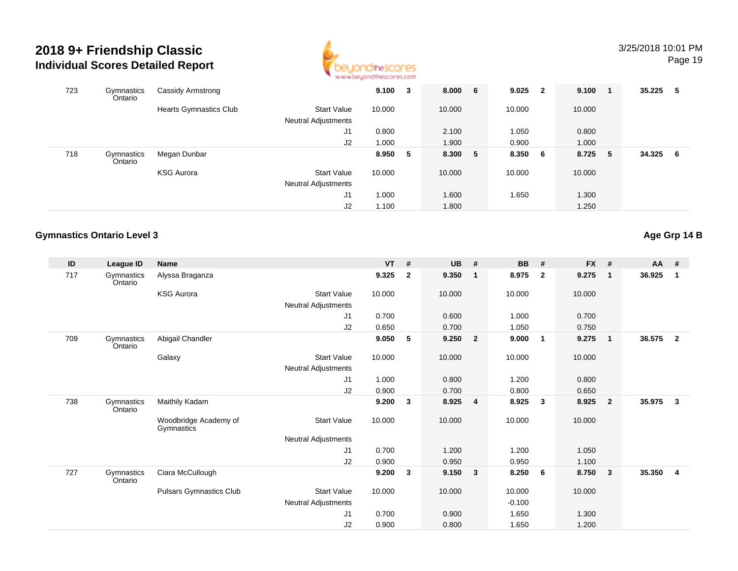# 2018 9+ Friendship Classic
## Individual Scores Detailed Report

| ID | League ID | Name | | VT | # | UB | # | BB | # | FX | # | AA | # |
|---|---|---|---|---|---|---|---|---|---|---|---|---|---|
| 723 | Gymnastics Ontario | Cassidy Armstrong | | **9.100** | **3** | **8.000** | **6** | **9.025** | **2** | **9.100** | **1** | **35.225** | **5** |
| | | Hearts Gymnastics Club | Start Value | 10.000 | | 10.000 | | 10.000 | | 10.000 | | | |
| | | | Neutral Adjustments | | | | | | | | | | |
| | | | J1 | 0.800 | | 2.100 | | 1.050 | | 0.800 | | | |
| | | | J2 | 1.000 | | 1.900 | | 0.900 | | 1.000 | | | |
| 718 | Gymnastics Ontario | Megan Dunbar | | **8.950** | **5** | **8.300** | **5** | **8.350** | **6** | **8.725** | **5** | **34.325** | **6** |
| | | KSG Aurora | Start Value | 10.000 | | 10.000 | | 10.000 | | 10.000 | | | |
| | | | Neutral Adjustments | | | | | | | | | | |
| | | | J1 | 1.000 | | 1.600 | | 1.650 | | 1.300 | | | |
| | | | J2 | 1.100 | | 1.800 | | | | 1.250 | | | |

### Gymnastics Ontario Level 3

**Age Grp 14 B**

| ID | League ID | Name | | VT | # | UB | # | BB | # | FX | # | AA | # |
|---|---|---|---|---|---|---|---|---|---|---|---|---|---|
| 717 | Gymnastics Ontario | Alyssa Braganza | | **9.325** | **2** | **9.350** | **1** | **8.975** | **2** | **9.275** | **1** | **36.925** | **1** |
| | | KSG Aurora | Start Value | 10.000 | | 10.000 | | 10.000 | | 10.000 | | | |
| | | | Neutral Adjustments | | | | | | | | | | |
| | | | J1 | 0.700 | | 0.600 | | 1.000 | | 0.700 | | | |
| | | | J2 | 0.650 | | 0.700 | | 1.050 | | 0.750 | | | |
| 709 | Gymnastics Ontario | Abigail Chandler | | **9.050** | **5** | **9.250** | **2** | **9.000** | **1** | **9.275** | **1** | **36.575** | **2** |
| | | Galaxy | Start Value | 10.000 | | 10.000 | | 10.000 | | 10.000 | | | |
| | | | Neutral Adjustments | | | | | | | | | | |
| | | | J1 | 1.000 | | 0.800 | | 1.200 | | 0.800 | | | |
| | | | J2 | 0.900 | | 0.700 | | 0.800 | | 0.650 | | | |
| 738 | Gymnastics Ontario | Maithily Kadam | | **9.200** | **3** | **8.925** | **4** | **8.925** | **3** | **8.925** | **2** | **35.975** | **3** |
| | | Woodbridge Academy of Gymnastics | Start Value | 10.000 | | 10.000 | | 10.000 | | 10.000 | | | |
| | | | Neutral Adjustments | | | | | | | | | | |
| | | | J1 | 0.700 | | 1.200 | | 1.200 | | 1.050 | | | |
| | | | J2 | 0.900 | | 0.950 | | 0.950 | | 1.100 | | | |
| 727 | Gymnastics Ontario | Ciara McCullough | | **9.200** | **3** | **9.150** | **3** | **8.250** | **6** | **8.750** | **3** | **35.350** | **4** |
| | | Pulsars Gymnastics Club | Start Value | 10.000 | | 10.000 | | 10.000 | | 10.000 | | | |
| | | | Neutral Adjustments | | | | | -0.100 | | | | | |
| | | | J1 | 0.700 | | 0.900 | | 1.650 | | 1.300 | | | |
| | | | J2 | 0.900 | | 0.800 | | 1.650 | | 1.200 | | | |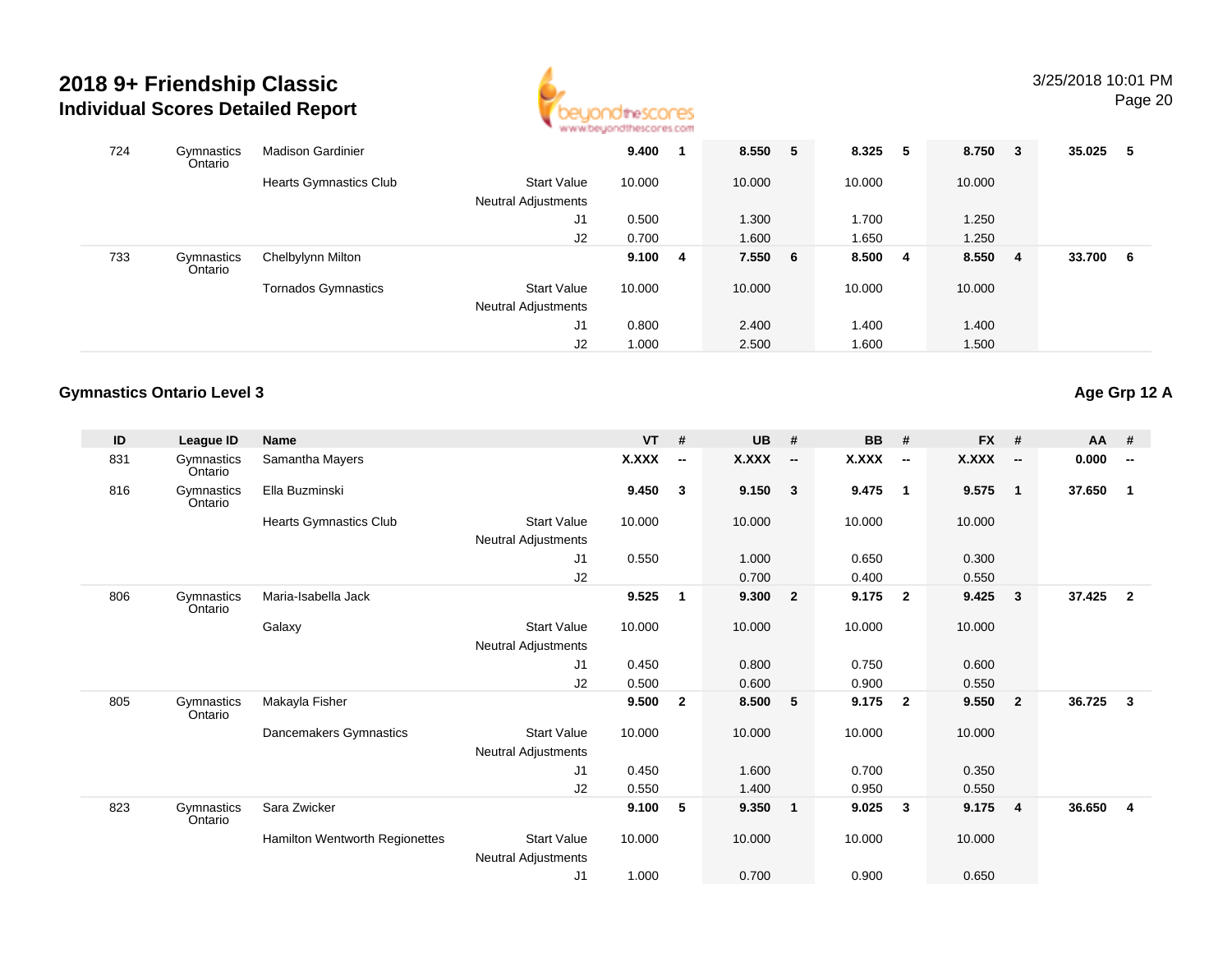# 2018 9+ Friendship Classic
## Individual Scores Detailed Report

| ID | League ID | Name | | VT | # | UB | # | BB | # | FX | # | AA | # |
|---|---|---|---|---|---|---|---|---|---|---|---|---|---|
| 724 | Gymnastics Ontario | Madison Gardinier | | **9.400** | **1** | **8.550** | **5** | **8.325** | **5** | **8.750** | **3** | **35.025** | **5** |
| | | Hearts Gymnastics Club | Start Value | 10.000 | | 10.000 | | 10.000 | | 10.000 | | | |
| | | | Neutral Adjustments | | | | | | | | | | |
| | | | J1 | 0.500 | | 1.300 | | 1.700 | | 1.250 | | | |
| | | | J2 | 0.700 | | 1.600 | | 1.650 | | 1.250 | | | |
| 733 | Gymnastics Ontario | Chelbylynn Milton | | **9.100** | **4** | **7.550** | **6** | **8.500** | **4** | **8.550** | **4** | **33.700** | **6** |
| | | Tornados Gymnastics | Start Value | 10.000 | | 10.000 | | 10.000 | | 10.000 | | | |
| | | | Neutral Adjustments | | | | | | | | | | |
| | | | J1 | 0.800 | | 2.400 | | 1.400 | | 1.400 | | | |
| | | | J2 | 1.000 | | 2.500 | | 1.600 | | 1.500 | | | |

### Gymnastics Ontario Level 3

**Age Grp 12 A**

| ID | League ID | Name | | VT | # | UB | # | BB | # | FX | # | AA | # |
|---|---|---|---|---|---|---|---|---|---|---|---|---|---|
| 831 | Gymnastics Ontario | Samantha Mayers | | **X.XXX** | **--** | **X.XXX** | **--** | **X.XXX** | **--** | **X.XXX** | **--** | **0.000** | **--** |
| 816 | Gymnastics Ontario | Ella Buzminski | | **9.450** | **3** | **9.150** | **3** | **9.475** | **1** | **9.575** | **1** | **37.650** | **1** |
| | | Hearts Gymnastics Club | Start Value | 10.000 | | 10.000 | | 10.000 | | 10.000 | | | |
| | | | Neutral Adjustments | | | | | | | | | | |
| | | | J1 | 0.550 | | 1.000 | | 0.650 | | 0.300 | | | |
| | | | J2 | | | 0.700 | | 0.400 | | 0.550 | | | |
| 806 | Gymnastics Ontario | Maria-Isabella Jack | | **9.525** | **1** | **9.300** | **2** | **9.175** | **2** | **9.425** | **3** | **37.425** | **2** |
| | | Galaxy | Start Value | 10.000 | | 10.000 | | 10.000 | | 10.000 | | | |
| | | | Neutral Adjustments | | | | | | | | | | |
| | | | J1 | 0.450 | | 0.800 | | 0.750 | | 0.600 | | | |
| | | | J2 | 0.500 | | 0.600 | | 0.900 | | 0.550 | | | |
| 805 | Gymnastics Ontario | Makayla Fisher | | **9.500** | **2** | **8.500** | **5** | **9.175** | **2** | **9.550** | **2** | **36.725** | **3** |
| | | Dancemakers Gymnastics | Start Value | 10.000 | | 10.000 | | 10.000 | | 10.000 | | | |
| | | | Neutral Adjustments | | | | | | | | | | |
| | | | J1 | 0.450 | | 1.600 | | 0.700 | | 0.350 | | | |
| | | | J2 | 0.550 | | 1.400 | | 0.950 | | 0.550 | | | |
| 823 | Gymnastics Ontario | Sara Zwicker | | **9.100** | **5** | **9.350** | **1** | **9.025** | **3** | **9.175** | **4** | **36.650** | **4** |
| | | Hamilton Wentworth Regionettes | Start Value | 10.000 | | 10.000 | | 10.000 | | 10.000 | | | |
| | | | Neutral Adjustments | | | | | | | | | | |
| | | | J1 | 1.000 | | 0.700 | | 0.900 | | 0.650 | | | |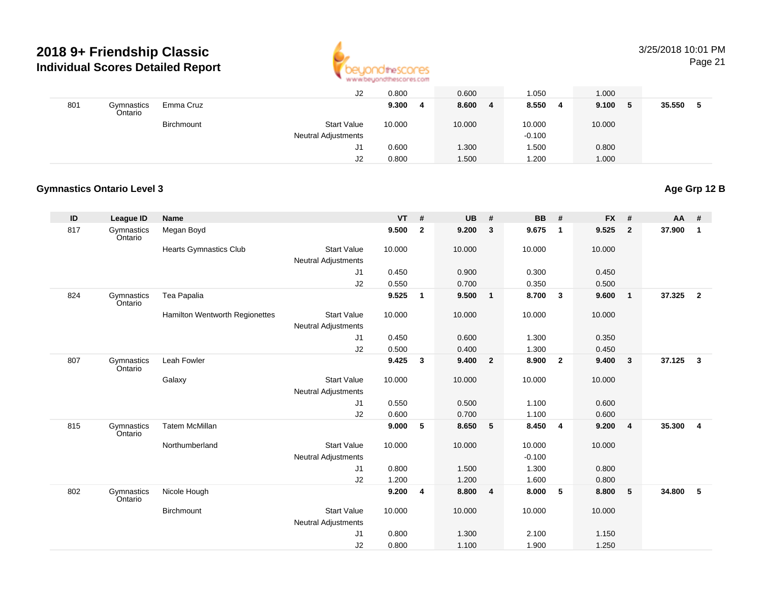# 2018 9+ Friendship Classic
## Individual Scores Detailed Report

| ID | League ID | Name | | VT | # | UB | # | BB | # | FX | # | AA | # |
|---|---|---|---|---|---|---|---|---|---|---|---|---|---|
| | | | J2 | 0.800 | | 0.600 | | 1.050 | | 1.000 | | | |
| 801 | Gymnastics Ontario | Emma Cruz | | **9.300** | **4** | **8.600** | **4** | **8.550** | **4** | **9.100** | **5** | **35.550** | **5** |
| | | Birchmount | Start Value | 10.000 | | 10.000 | | 10.000 | | 10.000 | | | |
| | | | Neutral Adjustments | | | | | -0.100 | | | | | |
| | | | J1 | 0.600 | | 1.300 | | 1.500 | | 0.800 | | | |
| | | | J2 | 0.800 | | 1.500 | | 1.200 | | 1.000 | | | |

### Gymnastics Ontario Level 3

**Age Grp 12 B**

| ID | League ID | Name | | VT | # | UB | # | BB | # | FX | # | AA | # |
|---|---|---|---|---|---|---|---|---|---|---|---|---|---|
| 817 | Gymnastics Ontario | Megan Boyd | | **9.500** | **2** | **9.200** | **3** | **9.675** | **1** | **9.525** | **2** | **37.900** | **1** |
| | | Hearts Gymnastics Club | Start Value | 10.000 | | 10.000 | | 10.000 | | 10.000 | | | |
| | | | Neutral Adjustments | | | | | | | | | | |
| | | | J1 | 0.450 | | 0.900 | | 0.300 | | 0.450 | | | |
| | | | J2 | 0.550 | | 0.700 | | 0.350 | | 0.500 | | | |
| 824 | Gymnastics Ontario | Tea Papalia | | **9.525** | **1** | **9.500** | **1** | **8.700** | **3** | **9.600** | **1** | **37.325** | **2** |
| | | Hamilton Wentworth Regionettes | Start Value | 10.000 | | 10.000 | | 10.000 | | 10.000 | | | |
| | | | Neutral Adjustments | | | | | | | | | | |
| | | | J1 | 0.450 | | 0.600 | | 1.300 | | 0.350 | | | |
| | | | J2 | 0.500 | | 0.400 | | 1.300 | | 0.450 | | | |
| 807 | Gymnastics Ontario | Leah Fowler | | **9.425** | **3** | **9.400** | **2** | **8.900** | **2** | **9.400** | **3** | **37.125** | **3** |
| | | Galaxy | Start Value | 10.000 | | 10.000 | | 10.000 | | 10.000 | | | |
| | | | Neutral Adjustments | | | | | | | | | | |
| | | | J1 | 0.550 | | 0.500 | | 1.100 | | 0.600 | | | |
| | | | J2 | 0.600 | | 0.700 | | 1.100 | | 0.600 | | | |
| 815 | Gymnastics Ontario | Tatem McMillan | | **9.000** | **5** | **8.650** | **5** | **8.450** | **4** | **9.200** | **4** | **35.300** | **4** |
| | | Northumberland | Start Value | 10.000 | | 10.000 | | 10.000 | | 10.000 | | | |
| | | | Neutral Adjustments | | | | | -0.100 | | | | | |
| | | | J1 | 0.800 | | 1.500 | | 1.300 | | 0.800 | | | |
| | | | J2 | 1.200 | | 1.200 | | 1.600 | | 0.800 | | | |
| 802 | Gymnastics Ontario | Nicole Hough | | **9.200** | **4** | **8.800** | **4** | **8.000** | **5** | **8.800** | **5** | **34.800** | **5** |
| | | Birchmount | Start Value | 10.000 | | 10.000 | | 10.000 | | 10.000 | | | |
| | | | Neutral Adjustments | | | | | | | | | | |
| | | | J1 | 0.800 | | 1.300 | | 2.100 | | 1.150 | | | |
| | | | J2 | 0.800 | | 1.100 | | 1.900 | | 1.250 | | | |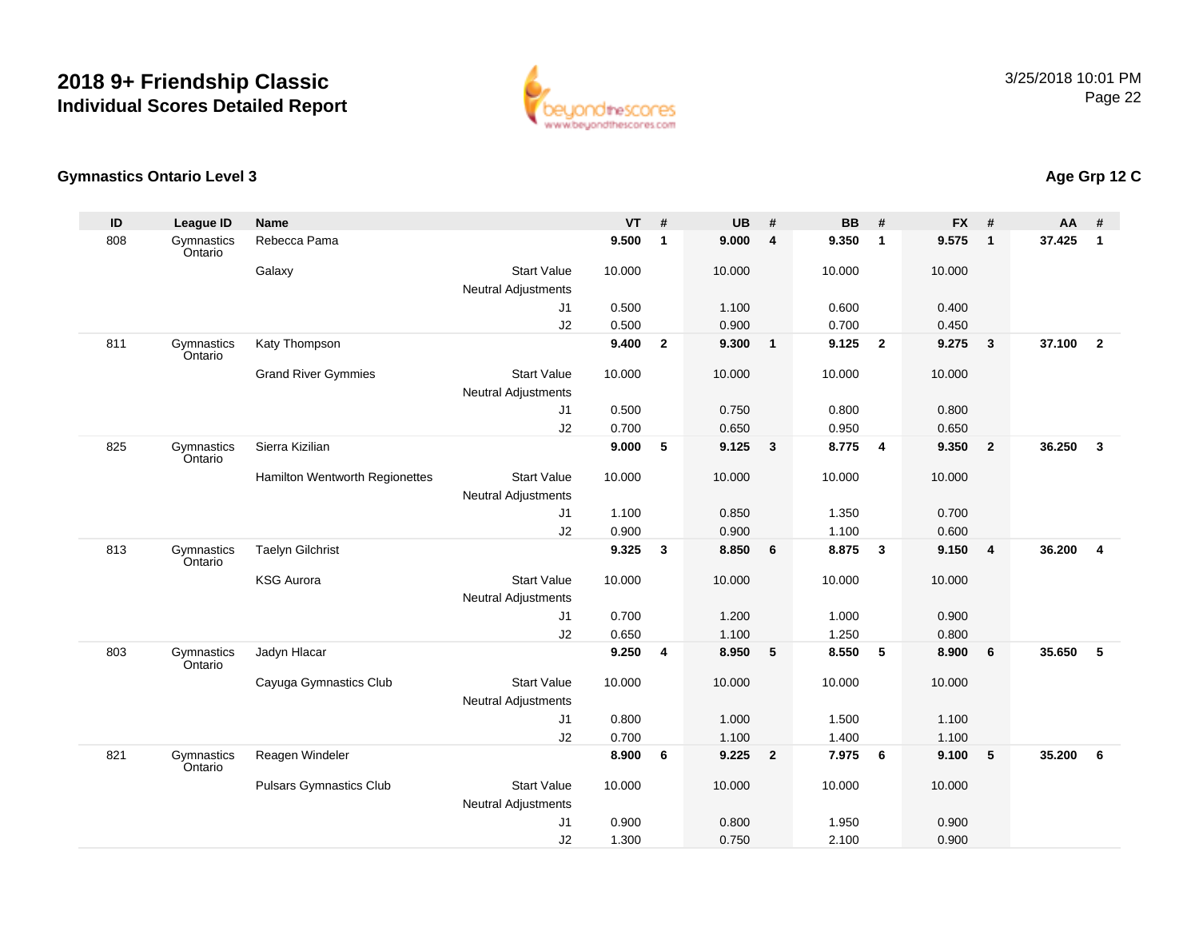# 2018 9+ Friendship Classic
## Individual Scores Detailed Report

3/25/2018 10:01 PM

### Gymnastics Ontario Level 3

**Age Grp 12 C**

| ID | League ID | Name | | VT | # | UB | # | BB | # | FX | # | AA | # |
|---|---|---|---|---|---|---|---|---|---|---|---|---|---|
| 808 | Gymnastics Ontario | Rebecca Pama | | **9.500** | **1** | **9.000** | **4** | **9.350** | **1** | **9.575** | **1** | **37.425** | **1** |
| | | Galaxy | Start Value | 10.000 | | 10.000 | | 10.000 | | 10.000 | | | |
| | | | Neutral Adjustments | | | | | | | | | | |
| | | | J1 | 0.500 | | 1.100 | | 0.600 | | 0.400 | | | |
| | | | J2 | 0.500 | | 0.900 | | 0.700 | | 0.450 | | | |
| 811 | Gymnastics Ontario | Katy Thompson | | **9.400** | **2** | **9.300** | **1** | **9.125** | **2** | **9.275** | **3** | **37.100** | **2** |
| | | Grand River Gymmies | Start Value | 10.000 | | 10.000 | | 10.000 | | 10.000 | | | |
| | | | Neutral Adjustments | | | | | | | | | | |
| | | | J1 | 0.500 | | 0.750 | | 0.800 | | 0.800 | | | |
| | | | J2 | 0.700 | | 0.650 | | 0.950 | | 0.650 | | | |
| 825 | Gymnastics Ontario | Sierra Kizilian | | **9.000** | **5** | **9.125** | **3** | **8.775** | **4** | **9.350** | **2** | **36.250** | **3** |
| | | Hamilton Wentworth Regionettes | Start Value | 10.000 | | 10.000 | | 10.000 | | 10.000 | | | |
| | | | Neutral Adjustments | | | | | | | | | | |
| | | | J1 | 1.100 | | 0.850 | | 1.350 | | 0.700 | | | |
| | | | J2 | 0.900 | | 0.900 | | 1.100 | | 0.600 | | | |
| 813 | Gymnastics Ontario | Taelyn Gilchrist | | **9.325** | **3** | **8.850** | **6** | **8.875** | **3** | **9.150** | **4** | **36.200** | **4** |
| | | KSG Aurora | Start Value | 10.000 | | 10.000 | | 10.000 | | 10.000 | | | |
| | | | Neutral Adjustments | | | | | | | | | | |
| | | | J1 | 0.700 | | 1.200 | | 1.000 | | 0.900 | | | |
| | | | J2 | 0.650 | | 1.100 | | 1.250 | | 0.800 | | | |
| 803 | Gymnastics Ontario | Jadyn Hlacar | | **9.250** | **4** | **8.950** | **5** | **8.550** | **5** | **8.900** | **6** | **35.650** | **5** |
| | | Cayuga Gymnastics Club | Start Value | 10.000 | | 10.000 | | 10.000 | | 10.000 | | | |
| | | | Neutral Adjustments | | | | | | | | | | |
| | | | J1 | 0.800 | | 1.000 | | 1.500 | | 1.100 | | | |
| | | | J2 | 0.700 | | 1.100 | | 1.400 | | 1.100 | | | |
| 821 | Gymnastics Ontario | Reagen Windeler | | **8.900** | **6** | **9.225** | **2** | **7.975** | **6** | **9.100** | **5** | **35.200** | **6** |
| | | Pulsars Gymnastics Club | Start Value | 10.000 | | 10.000 | | 10.000 | | 10.000 | | | |
| | | | Neutral Adjustments | | | | | | | | | | |
| | | | J1 | 0.900 | | 0.800 | | 1.950 | | 0.900 | | | |
| | | | J2 | 1.300 | | 0.750 | | 2.100 | | 0.900 | | | |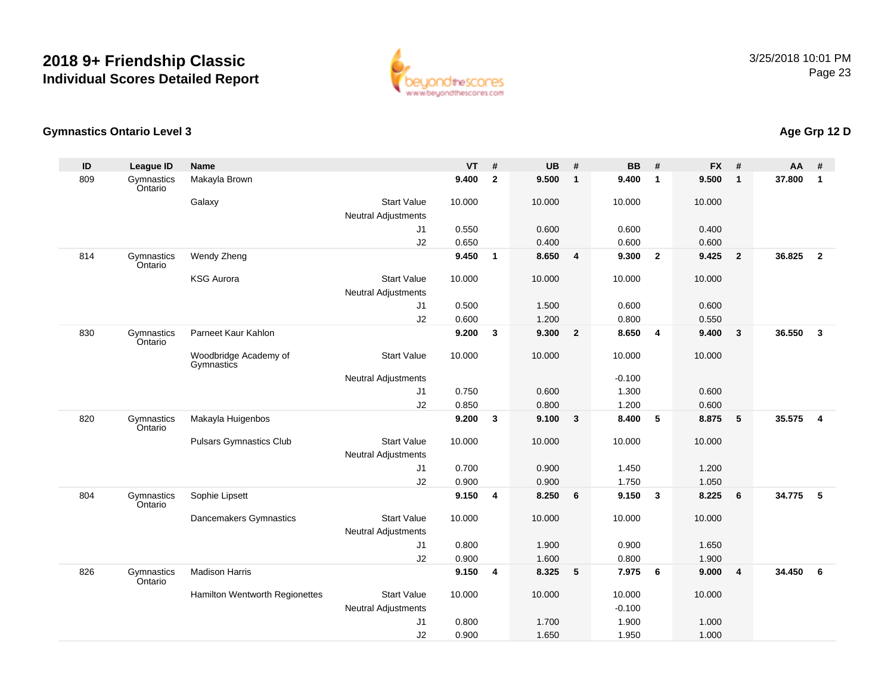# 2018 9+ Friendship Classic
## Individual Scores Detailed Report

3/25/2018 10:01 PM

### Gymnastics Ontario Level 3

### Age Grp 12 D

| ID | League ID | Name | | VT | # | UB | # | BB | # | FX | # | AA | # |
|---|---|---|---|---|---|---|---|---|---|---|---|---|---|
| 809 | Gymnastics Ontario | Makayla Brown | | **9.400** | **2** | **9.500** | **1** | **9.400** | **1** | **9.500** | **1** | **37.800** | **1** |
| | | Galaxy | Start Value | 10.000 | | 10.000 | | 10.000 | | 10.000 | | | |
| | | | Neutral Adjustments | | | | | | | | | | |
| | | | J1 | 0.550 | | 0.600 | | 0.600 | | 0.400 | | | |
| | | | J2 | 0.650 | | 0.400 | | 0.600 | | 0.600 | | | |
| 814 | Gymnastics Ontario | Wendy Zheng | | **9.450** | **1** | **8.650** | **4** | **9.300** | **2** | **9.425** | **2** | **36.825** | **2** |
| | | KSG Aurora | Start Value | 10.000 | | 10.000 | | 10.000 | | 10.000 | | | |
| | | | Neutral Adjustments | | | | | | | | | | |
| | | | J1 | 0.500 | | 1.500 | | 0.600 | | 0.600 | | | |
| | | | J2 | 0.600 | | 1.200 | | 0.800 | | 0.550 | | | |
| 830 | Gymnastics Ontario | Parneet Kaur Kahlon | | **9.200** | **3** | **9.300** | **2** | **8.650** | **4** | **9.400** | **3** | **36.550** | **3** |
| | | Woodbridge Academy of Gymnastics | Start Value | 10.000 | | 10.000 | | 10.000 | | 10.000 | | | |
| | | | Neutral Adjustments | | | | | -0.100 | | | | | |
| | | | J1 | 0.750 | | 0.600 | | 1.300 | | 0.600 | | | |
| | | | J2 | 0.850 | | 0.800 | | 1.200 | | 0.600 | | | |
| 820 | Gymnastics Ontario | Makayla Huigenbos | | **9.200** | **3** | **9.100** | **3** | **8.400** | **5** | **8.875** | **5** | **35.575** | **4** |
| | | Pulsars Gymnastics Club | Start Value | 10.000 | | 10.000 | | 10.000 | | 10.000 | | | |
| | | | Neutral Adjustments | | | | | | | | | | |
| | | | J1 | 0.700 | | 0.900 | | 1.450 | | 1.200 | | | |
| | | | J2 | 0.900 | | 0.900 | | 1.750 | | 1.050 | | | |
| 804 | Gymnastics Ontario | Sophie Lipsett | | **9.150** | **4** | **8.250** | **6** | **9.150** | **3** | **8.225** | **6** | **34.775** | **5** |
| | | Dancemakers Gymnastics | Start Value | 10.000 | | 10.000 | | 10.000 | | 10.000 | | | |
| | | | Neutral Adjustments | | | | | | | | | | |
| | | | J1 | 0.800 | | 1.900 | | 0.900 | | 1.650 | | | |
| | | | J2 | 0.900 | | 1.600 | | 0.800 | | 1.900 | | | |
| 826 | Gymnastics Ontario | Madison Harris | | **9.150** | **4** | **8.325** | **5** | **7.975** | **6** | **9.000** | **4** | **34.450** | **6** |
| | | Hamilton Wentworth Regionettes | Start Value | 10.000 | | 10.000 | | 10.000 | | 10.000 | | | |
| | | | Neutral Adjustments | | | | | -0.100 | | | | | |
| | | | J1 | 0.800 | | 1.700 | | 1.900 | | 1.000 | | | |
| | | | J2 | 0.900 | | 1.650 | | 1.950 | | 1.000 | | | |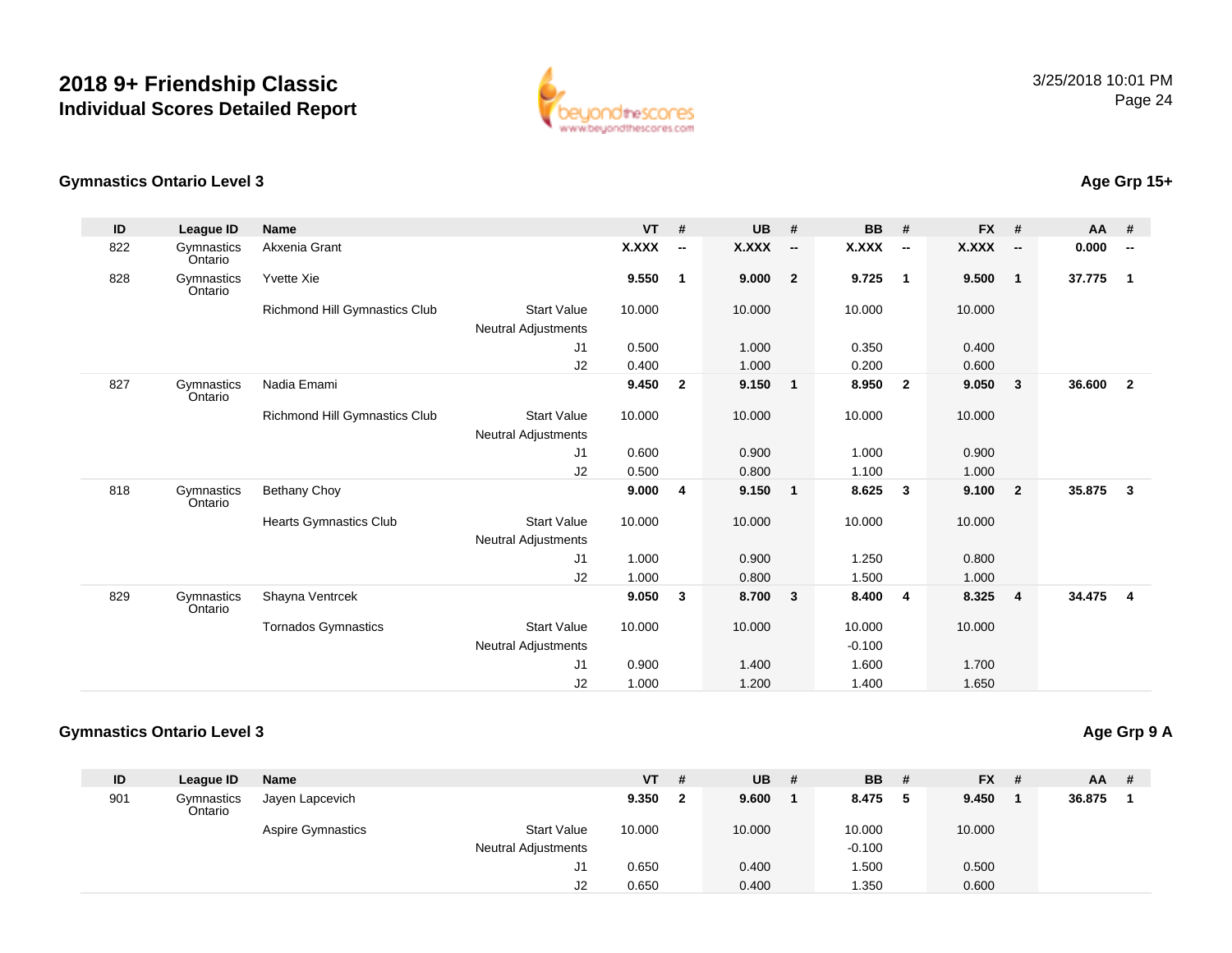# 2018 9+ Friendship Classic
## Individual Scores Detailed Report

3/25/2018 10:01 PM

### Gymnastics Ontario Level 3

**Age Grp 15+**

| ID | League ID | Name | | VT | # | UB | # | BB | # | FX | # | AA | # |
|---|---|---|---|---|---|---|---|---|---|---|---|---|---|
| 822 | Gymnastics Ontario | Akxenia Grant | | **X.XXX** | **--** | **X.XXX** | **--** | **X.XXX** | **--** | **X.XXX** | **--** | **0.000** | **--** |
| 828 | Gymnastics Ontario | Yvette Xie | | **9.550** | **1** | **9.000** | **2** | **9.725** | **1** | **9.500** | **1** | **37.775** | **1** |
| | | Richmond Hill Gymnastics Club | Start Value | 10.000 | | 10.000 | | 10.000 | | 10.000 | | | |
| | | | Neutral Adjustments | | | | | | | | | | |
| | | | J1 | 0.500 | | 1.000 | | 0.350 | | 0.400 | | | |
| | | | J2 | 0.400 | | 1.000 | | 0.200 | | 0.600 | | | |
| 827 | Gymnastics Ontario | Nadia Emami | | **9.450** | **2** | **9.150** | **1** | **8.950** | **2** | **9.050** | **3** | **36.600** | **2** |
| | | Richmond Hill Gymnastics Club | Start Value | 10.000 | | 10.000 | | 10.000 | | 10.000 | | | |
| | | | Neutral Adjustments | | | | | | | | | | |
| | | | J1 | 0.600 | | 0.900 | | 1.000 | | 0.900 | | | |
| | | | J2 | 0.500 | | 0.800 | | 1.100 | | 1.000 | | | |
| 818 | Gymnastics Ontario | Bethany Choy | | **9.000** | **4** | **9.150** | **1** | **8.625** | **3** | **9.100** | **2** | **35.875** | **3** |
| | | Hearts Gymnastics Club | Start Value | 10.000 | | 10.000 | | 10.000 | | 10.000 | | | |
| | | | Neutral Adjustments | | | | | | | | | | |
| | | | J1 | 1.000 | | 0.900 | | 1.250 | | 0.800 | | | |
| | | | J2 | 1.000 | | 0.800 | | 1.500 | | 1.000 | | | |
| 829 | Gymnastics Ontario | Shayna Ventrcek | | **9.050** | **3** | **8.700** | **3** | **8.400** | **4** | **8.325** | **4** | **34.475** | **4** |
| | | Tornados Gymnastics | Start Value | 10.000 | | 10.000 | | 10.000 | | 10.000 | | | |
| | | | Neutral Adjustments | | | | | -0.100 | | | | | |
| | | | J1 | 0.900 | | 1.400 | | 1.600 | | 1.700 | | | |
| | | | J2 | 1.000 | | 1.200 | | 1.400 | | 1.650 | | | |

### Gymnastics Ontario Level 3

**Age Grp 9 A**

| ID | League ID | Name | | VT | # | UB | # | BB | # | FX | # | AA | # |
|---|---|---|---|---|---|---|---|---|---|---|---|---|---|
| 901 | Gymnastics Ontario | Jayen Lapcevich | | **9.350** | **2** | **9.600** | **1** | **8.475** | **5** | **9.450** | **1** | **36.875** | **1** |
| | | Aspire Gymnastics | Start Value | 10.000 | | 10.000 | | 10.000 | | 10.000 | | | |
| | | | Neutral Adjustments | | | | | -0.100 | | | | | |
| | | | J1 | 0.650 | | 0.400 | | 1.500 | | 0.500 | | | |
| | | | J2 | 0.650 | | 0.400 | | 1.350 | | 0.600 | | | |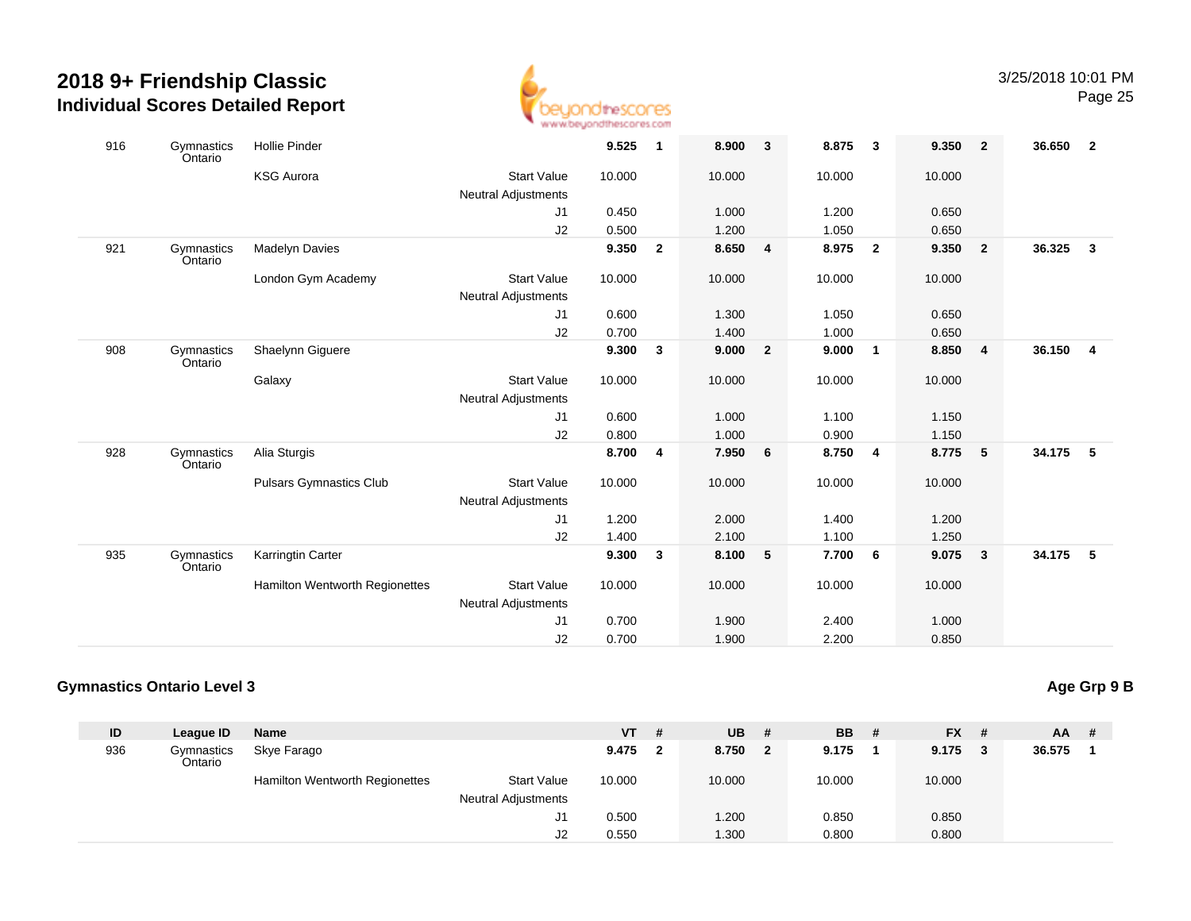# 2018 9+ Friendship Classic
## Individual Scores Detailed Report

3/25/2018 10:01 PM

| ID | League ID | Name | | VT | # | UB | # | BB | # | FX | # | AA | # |
|---|---|---|---|---|---|---|---|---|---|---|---|---|---|
| 916 | Gymnastics Ontario | Hollie Pinder | | **9.525** | **1** | **8.900** | **3** | **8.875** | **3** | **9.350** | **2** | **36.650** | **2** |
| | | KSG Aurora | Start Value | 10.000 | | 10.000 | | 10.000 | | 10.000 | | | |
| | | | Neutral Adjustments | | | | | | | | | | |
| | | | J1 | 0.450 | | 1.000 | | 1.200 | | 0.650 | | | |
| | | | J2 | 0.500 | | 1.200 | | 1.050 | | 0.650 | | | |
| 921 | Gymnastics Ontario | Madelyn Davies | | **9.350** | **2** | **8.650** | **4** | **8.975** | **2** | **9.350** | **2** | **36.325** | **3** |
| | | London Gym Academy | Start Value | 10.000 | | 10.000 | | 10.000 | | 10.000 | | | |
| | | | Neutral Adjustments | | | | | | | | | | |
| | | | J1 | 0.600 | | 1.300 | | 1.050 | | 0.650 | | | |
| | | | J2 | 0.700 | | 1.400 | | 1.000 | | 0.650 | | | |
| 908 | Gymnastics Ontario | Shaelynn Giguere | | **9.300** | **3** | **9.000** | **2** | **9.000** | **1** | **8.850** | **4** | **36.150** | **4** |
| | | Galaxy | Start Value | 10.000 | | 10.000 | | 10.000 | | 10.000 | | | |
| | | | Neutral Adjustments | | | | | | | | | | |
| | | | J1 | 0.600 | | 1.000 | | 1.100 | | 1.150 | | | |
| | | | J2 | 0.800 | | 1.000 | | 0.900 | | 1.150 | | | |
| 928 | Gymnastics Ontario | Alia Sturgis | | **8.700** | **4** | **7.950** | **6** | **8.750** | **4** | **8.775** | **5** | **34.175** | **5** |
| | | Pulsars Gymnastics Club | Start Value | 10.000 | | 10.000 | | 10.000 | | 10.000 | | | |
| | | | Neutral Adjustments | | | | | | | | | | |
| | | | J1 | 1.200 | | 2.000 | | 1.400 | | 1.200 | | | |
| | | | J2 | 1.400 | | 2.100 | | 1.100 | | 1.250 | | | |
| 935 | Gymnastics Ontario | Karringtin Carter | | **9.300** | **3** | **8.100** | **5** | **7.700** | **6** | **9.075** | **3** | **34.175** | **5** |
| | | Hamilton Wentworth Regionettes | Start Value | 10.000 | | 10.000 | | 10.000 | | 10.000 | | | |
| | | | Neutral Adjustments | | | | | | | | | | |
| | | | J1 | 0.700 | | 1.900 | | 2.400 | | 1.000 | | | |
| | | | J2 | 0.700 | | 1.900 | | 2.200 | | 0.850 | | | |

### Gymnastics Ontario Level 3

**Age Grp 9 B**

| ID | League ID | Name | | VT | # | UB | # | BB | # | FX | # | AA | # |
|---|---|---|---|---|---|---|---|---|---|---|---|---|---|
| 936 | Gymnastics Ontario | Skye Farago | | **9.475** | **2** | **8.750** | **2** | **9.175** | **1** | **9.175** | **3** | **36.575** | **1** |
| | | Hamilton Wentworth Regionettes | Start Value | 10.000 | | 10.000 | | 10.000 | | 10.000 | | | |
| | | | Neutral Adjustments | | | | | | | | | | |
| | | | J1 | 0.500 | | 1.200 | | 0.850 | | 0.850 | | | |
| | | | J2 | 0.550 | | 1.300 | | 0.800 | | 0.800 | | | |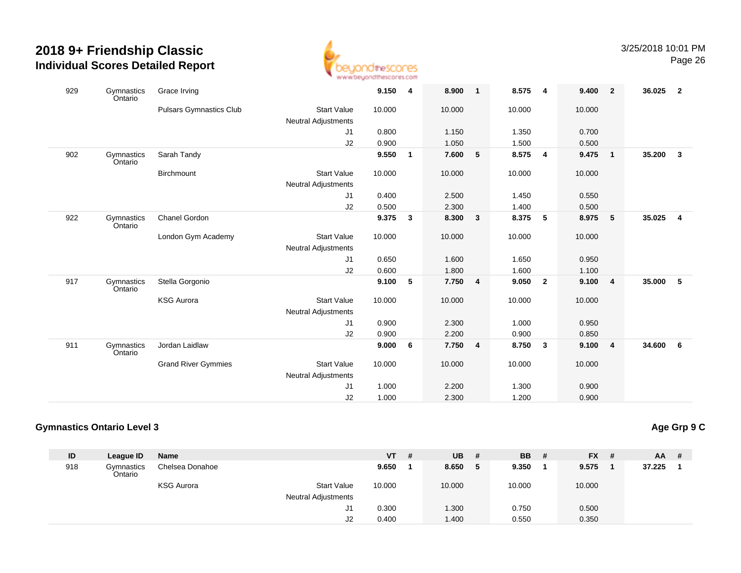# 2018 9+ Friendship Classic

## Individual Scores Detailed Report

| ID | League ID | Name | | VT | # | UB | # | BB | # | FX | # | AA | # |
|---|---|---|---|---|---|---|---|---|---|---|---|---|---|
| 929 | Gymnastics Ontario | Grace Irving | | **9.150** | **4** | **8.900** | **1** | **8.575** | **4** | **9.400** | **2** | **36.025** | **2** |
| | | Pulsars Gymnastics Club | Start Value | 10.000 | | 10.000 | | 10.000 | | 10.000 | | | |
| | | | Neutral Adjustments | | | | | | | | | | |
| | | | J1 | 0.800 | | 1.150 | | 1.350 | | 0.700 | | | |
| | | | J2 | 0.900 | | 1.050 | | 1.500 | | 0.500 | | | |
| 902 | Gymnastics Ontario | Sarah Tandy | | **9.550** | **1** | **7.600** | **5** | **8.575** | **4** | **9.475** | **1** | **35.200** | **3** |
| | | Birchmount | Start Value | 10.000 | | 10.000 | | 10.000 | | 10.000 | | | |
| | | | Neutral Adjustments | | | | | | | | | | |
| | | | J1 | 0.400 | | 2.500 | | 1.450 | | 0.550 | | | |
| | | | J2 | 0.500 | | 2.300 | | 1.400 | | 0.500 | | | |
| 922 | Gymnastics Ontario | Chanel Gordon | | **9.375** | **3** | **8.300** | **3** | **8.375** | **5** | **8.975** | **5** | **35.025** | **4** |
| | | London Gym Academy | Start Value | 10.000 | | 10.000 | | 10.000 | | 10.000 | | | |
| | | | Neutral Adjustments | | | | | | | | | | |
| | | | J1 | 0.650 | | 1.600 | | 1.650 | | 0.950 | | | |
| | | | J2 | 0.600 | | 1.800 | | 1.600 | | 1.100 | | | |
| 917 | Gymnastics Ontario | Stella Gorgonio | | **9.100** | **5** | **7.750** | **4** | **9.050** | **2** | **9.100** | **4** | **35.000** | **5** |
| | | KSG Aurora | Start Value | 10.000 | | 10.000 | | 10.000 | | 10.000 | | | |
| | | | Neutral Adjustments | | | | | | | | | | |
| | | | J1 | 0.900 | | 2.300 | | 1.000 | | 0.950 | | | |
| | | | J2 | 0.900 | | 2.200 | | 0.900 | | 0.850 | | | |
| 911 | Gymnastics Ontario | Jordan Laidlaw | | **9.000** | **6** | **7.750** | **4** | **8.750** | **3** | **9.100** | **4** | **34.600** | **6** |
| | | Grand River Gymmies | Start Value | 10.000 | | 10.000 | | 10.000 | | 10.000 | | | |
| | | | Neutral Adjustments | | | | | | | | | | |
| | | | J1 | 1.000 | | 2.200 | | 1.300 | | 0.900 | | | |
| | | | J2 | 1.000 | | 2.300 | | 1.200 | | 0.900 | | | |

### Gymnastics Ontario Level 3

**Age Grp 9 C**

| ID | League ID | Name | | VT | # | UB | # | BB | # | FX | # | AA | # |
|---|---|---|---|---|---|---|---|---|---|---|---|---|---|
| 918 | Gymnastics Ontario | Chelsea Donahoe | | **9.650** | **1** | **8.650** | **5** | **9.350** | **1** | **9.575** | **1** | **37.225** | **1** |
| | | KSG Aurora | Start Value | 10.000 | | 10.000 | | 10.000 | | 10.000 | | | |
| | | | Neutral Adjustments | | | | | | | | | | |
| | | | J1 | 0.300 | | 1.300 | | 0.750 | | 0.500 | | | |
| | | | J2 | 0.400 | | 1.400 | | 0.550 | | 0.350 | | | |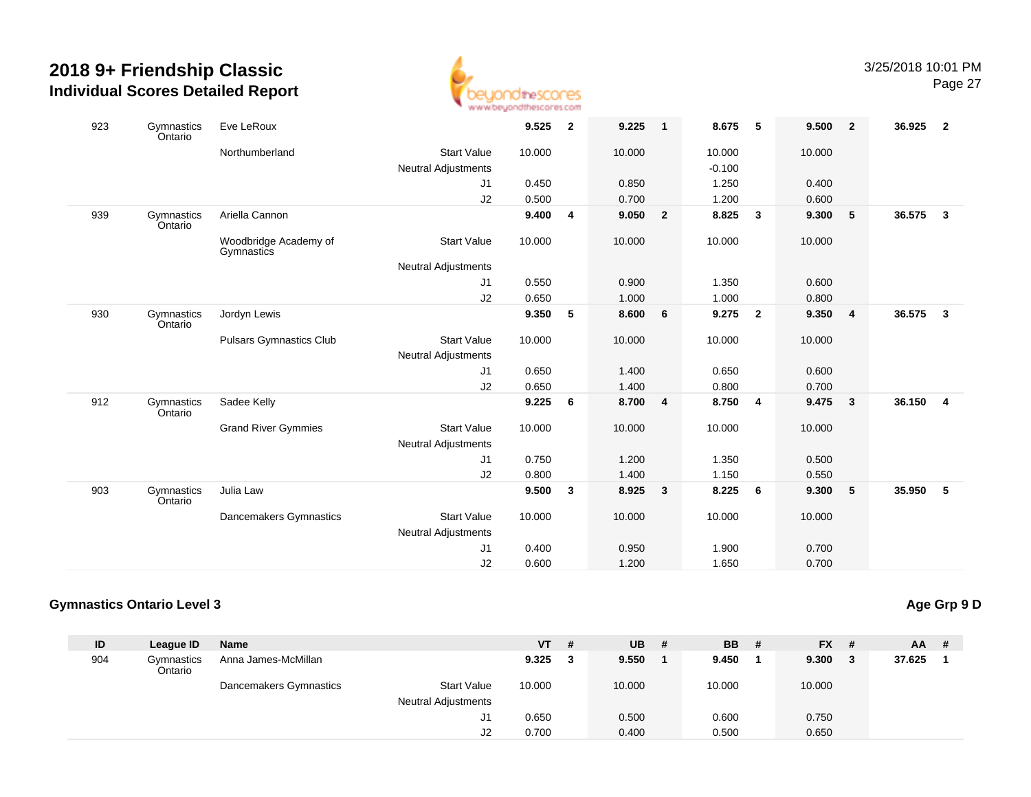# 2018 9+ Friendship Classic

## Individual Scores Detailed Report

| ID | League ID | Name | | VT | # | UB | # | BB | # | FX | # | AA | # |
|---|---|---|---|---|---|---|---|---|---|---|---|---|---|
| 923 | Gymnastics Ontario | Eve LeRoux | | **9.525** | **2** | **9.225** | **1** | **8.675** | **5** | **9.500** | **2** | **36.925** | **2** |
| | | Northumberland | Start Value | 10.000 | | 10.000 | | 10.000 | | 10.000 | | | |
| | | | Neutral Adjustments | | | | | -0.100 | | | | | |
| | | | J1 | 0.450 | | 0.850 | | 1.250 | | 0.400 | | | |
| | | | J2 | 0.500 | | 0.700 | | 1.200 | | 0.600 | | | |
| 939 | Gymnastics Ontario | Ariella Cannon | | **9.400** | **4** | **9.050** | **2** | **8.825** | **3** | **9.300** | **5** | **36.575** | **3** |
| | | Woodbridge Academy of Gymnastics | Start Value | 10.000 | | 10.000 | | 10.000 | | 10.000 | | | |
| | | | Neutral Adjustments | | | | | | | | | | |
| | | | J1 | 0.550 | | 0.900 | | 1.350 | | 0.600 | | | |
| | | | J2 | 0.650 | | 1.000 | | 1.000 | | 0.800 | | | |
| 930 | Gymnastics Ontario | Jordyn Lewis | | **9.350** | **5** | **8.600** | **6** | **9.275** | **2** | **9.350** | **4** | **36.575** | **3** |
| | | Pulsars Gymnastics Club | Start Value | 10.000 | | 10.000 | | 10.000 | | 10.000 | | | |
| | | | Neutral Adjustments | | | | | | | | | | |
| | | | J1 | 0.650 | | 1.400 | | 0.650 | | 0.600 | | | |
| | | | J2 | 0.650 | | 1.400 | | 0.800 | | 0.700 | | | |
| 912 | Gymnastics Ontario | Sadee Kelly | | **9.225** | **6** | **8.700** | **4** | **8.750** | **4** | **9.475** | **3** | **36.150** | **4** |
| | | Grand River Gymmies | Start Value | 10.000 | | 10.000 | | 10.000 | | 10.000 | | | |
| | | | Neutral Adjustments | | | | | | | | | | |
| | | | J1 | 0.750 | | 1.200 | | 1.350 | | 0.500 | | | |
| | | | J2 | 0.800 | | 1.400 | | 1.150 | | 0.550 | | | |
| 903 | Gymnastics Ontario | Julia Law | | **9.500** | **3** | **8.925** | **3** | **8.225** | **6** | **9.300** | **5** | **35.950** | **5** |
| | | Dancemakers Gymnastics | Start Value | 10.000 | | 10.000 | | 10.000 | | 10.000 | | | |
| | | | Neutral Adjustments | | | | | | | | | | |
| | | | J1 | 0.400 | | 0.950 | | 1.900 | | 0.700 | | | |
| | | | J2 | 0.600 | | 1.200 | | 1.650 | | 0.700 | | | |

### Gymnastics Ontario Level 3

**Age Grp 9 D**

| ID | League ID | Name | | VT | # | UB | # | BB | # | FX | # | AA | # |
|---|---|---|---|---|---|---|---|---|---|---|---|---|---|
| 904 | Gymnastics Ontario | Anna James-McMillan | | **9.325** | **3** | **9.550** | **1** | **9.450** | **1** | **9.300** | **3** | **37.625** | **1** |
| | | Dancemakers Gymnastics | Start Value | 10.000 | | 10.000 | | 10.000 | | 10.000 | | | |
| | | | Neutral Adjustments | | | | | | | | | | |
| | | | J1 | 0.650 | | 0.500 | | 0.600 | | 0.750 | | | |
| | | | J2 | 0.700 | | 0.400 | | 0.500 | | 0.650 | | | |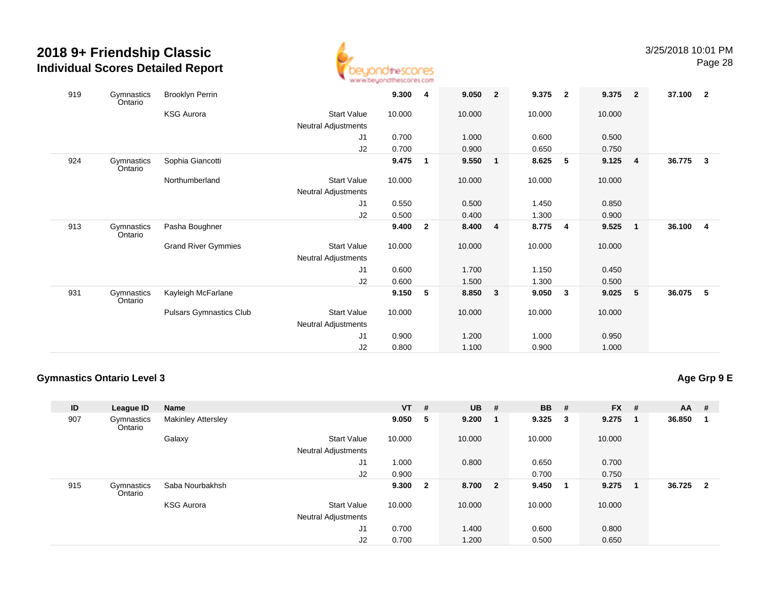# 2018 9+ Friendship Classic
## Individual Scores Detailed Report

| ID | League ID | Name | | VT | # | UB | # | BB | # | FX | # | AA | # |
|---|---|---|---|---|---|---|---|---|---|---|---|---|---|
| 919 | Gymnastics Ontario | Brooklyn Perrin | | 9.300 | 4 | 9.050 | 2 | 9.375 | 2 | 9.375 | 2 | 37.100 | 2 |
| | | KSG Aurora | Start Value | 10.000 | | 10.000 | | 10.000 | | 10.000 | | | |
| | | | Neutral Adjustments | | | | | | | | | | |
| | | | J1 | 0.700 | | 1.000 | | 0.600 | | 0.500 | | | |
| | | | J2 | 0.700 | | 0.900 | | 0.650 | | 0.750 | | | |
| 924 | Gymnastics Ontario | Sophia Giancotti | | 9.475 | 1 | 9.550 | 1 | 8.625 | 5 | 9.125 | 4 | 36.775 | 3 |
| | | Northumberland | Start Value | 10.000 | | 10.000 | | 10.000 | | 10.000 | | | |
| | | | Neutral Adjustments | | | | | | | | | | |
| | | | J1 | 0.550 | | 0.500 | | 1.450 | | 0.850 | | | |
| | | | J2 | 0.500 | | 0.400 | | 1.300 | | 0.900 | | | |
| 913 | Gymnastics Ontario | Pasha Boughner | | 9.400 | 2 | 8.400 | 4 | 8.775 | 4 | 9.525 | 1 | 36.100 | 4 |
| | | Grand River Gymmies | Start Value | 10.000 | | 10.000 | | 10.000 | | 10.000 | | | |
| | | | Neutral Adjustments | | | | | | | | | | |
| | | | J1 | 0.600 | | 1.700 | | 1.150 | | 0.450 | | | |
| | | | J2 | 0.600 | | 1.500 | | 1.300 | | 0.500 | | | |
| 931 | Gymnastics Ontario | Kayleigh McFarlane | | 9.150 | 5 | 8.850 | 3 | 9.050 | 3 | 9.025 | 5 | 36.075 | 5 |
| | | Pulsars Gymnastics Club | Start Value | 10.000 | | 10.000 | | 10.000 | | 10.000 | | | |
| | | | Neutral Adjustments | | | | | | | | | | |
| | | | J1 | 0.900 | | 1.200 | | 1.000 | | 0.950 | | | |
| | | | J2 | 0.800 | | 1.100 | | 0.900 | | 1.000 | | | |

### Gymnastics Ontario Level 3

**Age Grp 9 E**

| ID | League ID | Name | | VT | # | UB | # | BB | # | FX | # | AA | # |
|---|---|---|---|---|---|---|---|---|---|---|---|---|---|
| 907 | Gymnastics Ontario | Makinley Attersley | | 9.050 | 5 | 9.200 | 1 | 9.325 | 3 | 9.275 | 1 | 36.850 | 1 |
| | | Galaxy | Start Value | 10.000 | | 10.000 | | 10.000 | | 10.000 | | | |
| | | | Neutral Adjustments | | | | | | | | | | |
| | | | J1 | 1.000 | | 0.800 | | 0.650 | | 0.700 | | | |
| | | | J2 | 0.900 | | | | 0.700 | | 0.750 | | | |
| 915 | Gymnastics Ontario | Saba Nourbakhsh | | 9.300 | 2 | 8.700 | 2 | 9.450 | 1 | 9.275 | 1 | 36.725 | 2 |
| | | KSG Aurora | Start Value | 10.000 | | 10.000 | | 10.000 | | 10.000 | | | |
| | | | Neutral Adjustments | | | | | | | | | | |
| | | | J1 | 0.700 | | 1.400 | | 0.600 | | 0.800 | | | |
| | | | J2 | 0.700 | | 1.200 | | 0.500 | | 0.650 | | | |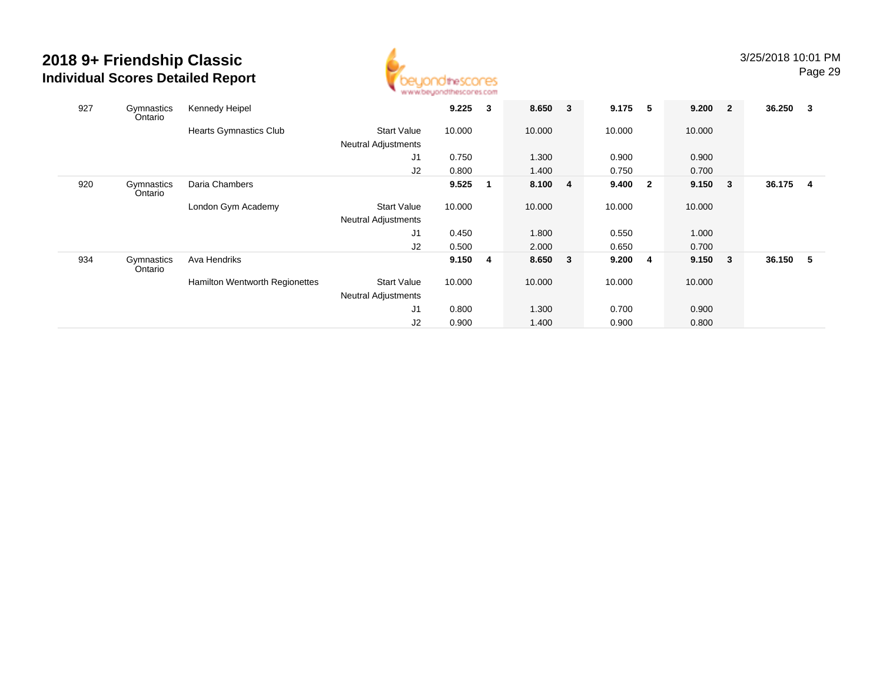# 2018 9+ Friendship Classic

## Individual Scores Detailed Report

| | | | | | | | | | | | | | |
|---|---|---|---|---|---|---|---|---|---|---|---|---|---|
| 927 | Gymnastics Ontario | Kennedy Heipel | | **9.225** | **3** | **8.650** | **3** | **9.175** | **5** | **9.200** | **2** | **36.250** | **3** |
| | | Hearts Gymnastics Club | Start Value | 10.000 | | 10.000 | | 10.000 | | 10.000 | | | |
| | | | Neutral Adjustments | | | | | | | | | | |
| | | | J1 | 0.750 | | 1.300 | | 0.900 | | 0.900 | | | |
| | | | J2 | 0.800 | | 1.400 | | 0.750 | | 0.700 | | | |
| 920 | Gymnastics Ontario | Daria Chambers | | **9.525** | **1** | **8.100** | **4** | **9.400** | **2** | **9.150** | **3** | **36.175** | **4** |
| | | London Gym Academy | Start Value | 10.000 | | 10.000 | | 10.000 | | 10.000 | | | |
| | | | Neutral Adjustments | | | | | | | | | | |
| | | | J1 | 0.450 | | 1.800 | | 0.550 | | 1.000 | | | |
| | | | J2 | 0.500 | | 2.000 | | 0.650 | | 0.700 | | | |
| 934 | Gymnastics Ontario | Ava Hendriks | | **9.150** | **4** | **8.650** | **3** | **9.200** | **4** | **9.150** | **3** | **36.150** | **5** |
| | | Hamilton Wentworth Regionettes | Start Value | 10.000 | | 10.000 | | 10.000 | | 10.000 | | | |
| | | | Neutral Adjustments | | | | | | | | | | |
| | | | J1 | 0.800 | | 1.300 | | 0.700 | | 0.900 | | | |
| | | | J2 | 0.900 | | 1.400 | | 0.900 | | 0.800 | | | |